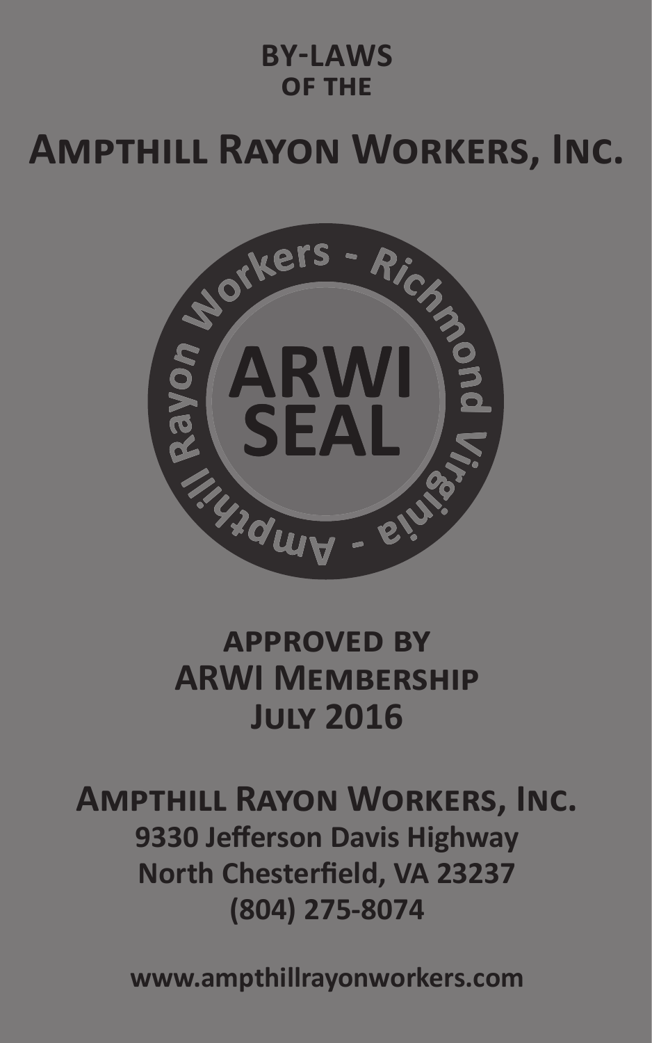**BY-LAWS**
**OF THE**

# Ampthill Rayon Workers, Inc.

Ampthill Rayon Workers - Richmond Virginia - Ampthill

ARWI
SEAL

**approved by**
**ARWI Membership**
**July 2016**

**Ampthill Rayon Workers, Inc.**
**9330 Jefferson Davis Highway**
**North Chesterfield, VA 23237**
**(804) 275-8074**

**www.ampthillrayonworkers.com**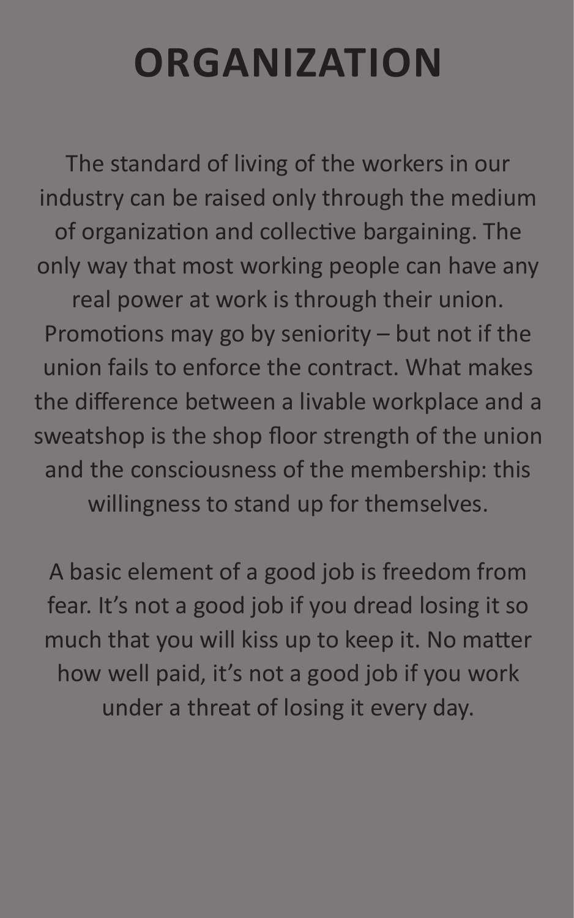# ORGANIZATION

The standard of living of the workers in our industry can be raised only through the medium of organization and collective bargaining. The only way that most working people can have any real power at work is through their union. Promotions may go by seniority – but not if the union fails to enforce the contract. What makes the difference between a livable workplace and a sweatshop is the shop floor strength of the union and the consciousness of the membership: this willingness to stand up for themselves.

A basic element of a good job is freedom from fear. It's not a good job if you dread losing it so much that you will kiss up to keep it. No matter how well paid, it's not a good job if you work under a threat of losing it every day.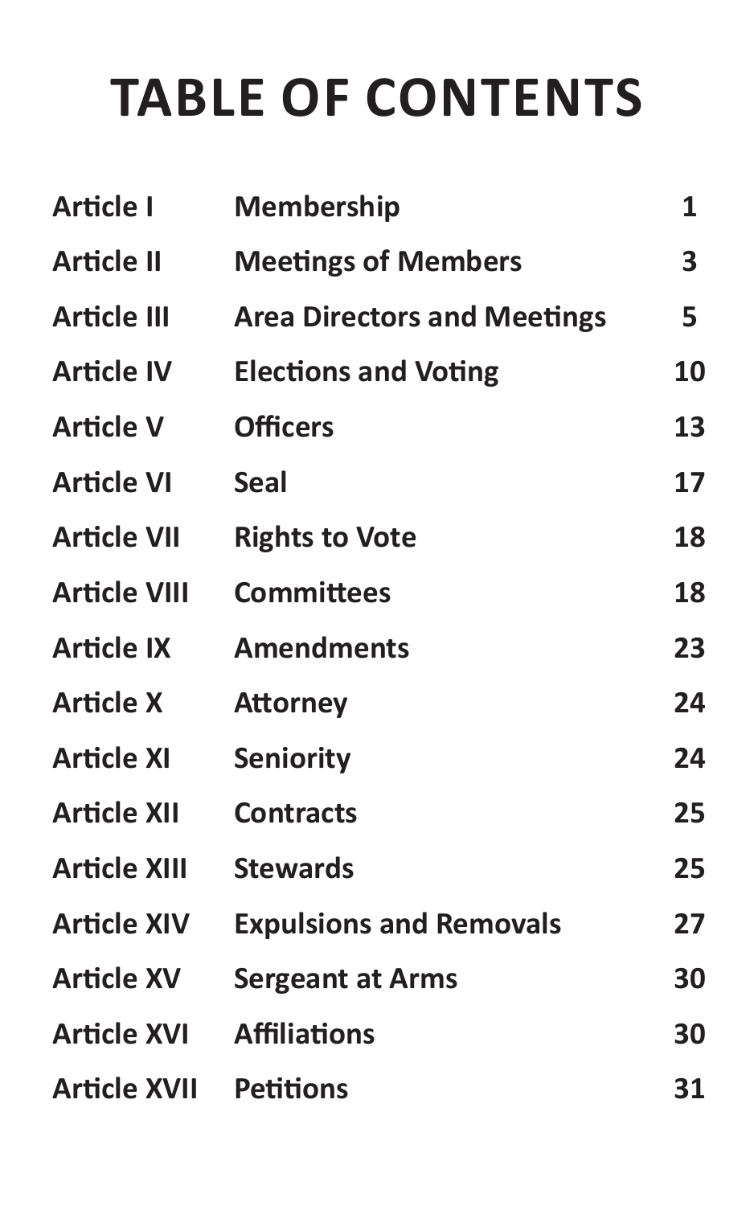# TABLE OF CONTENTS

| | | |
|---|---|---|
| **Article I** | **Membership** | **1** |
| **Article II** | **Meetings of Members** | **3** |
| **Article III** | **Area Directors and Meetings** | **5** |
| **Article IV** | **Elections and Voting** | **10** |
| **Article V** | **Officers** | **13** |
| **Article VI** | **Seal** | **17** |
| **Article VII** | **Rights to Vote** | **18** |
| **Article VIII** | **Committees** | **18** |
| **Article IX** | **Amendments** | **23** |
| **Article X** | **Attorney** | **24** |
| **Article XI** | **Seniority** | **24** |
| **Article XII** | **Contracts** | **25** |
| **Article XIII** | **Stewards** | **25** |
| **Article XIV** | **Expulsions and Removals** | **27** |
| **Article XV** | **Sergeant at Arms** | **30** |
| **Article XVI** | **Affiliations** | **30** |
| **Article XVII** | **Petitions** | **31** |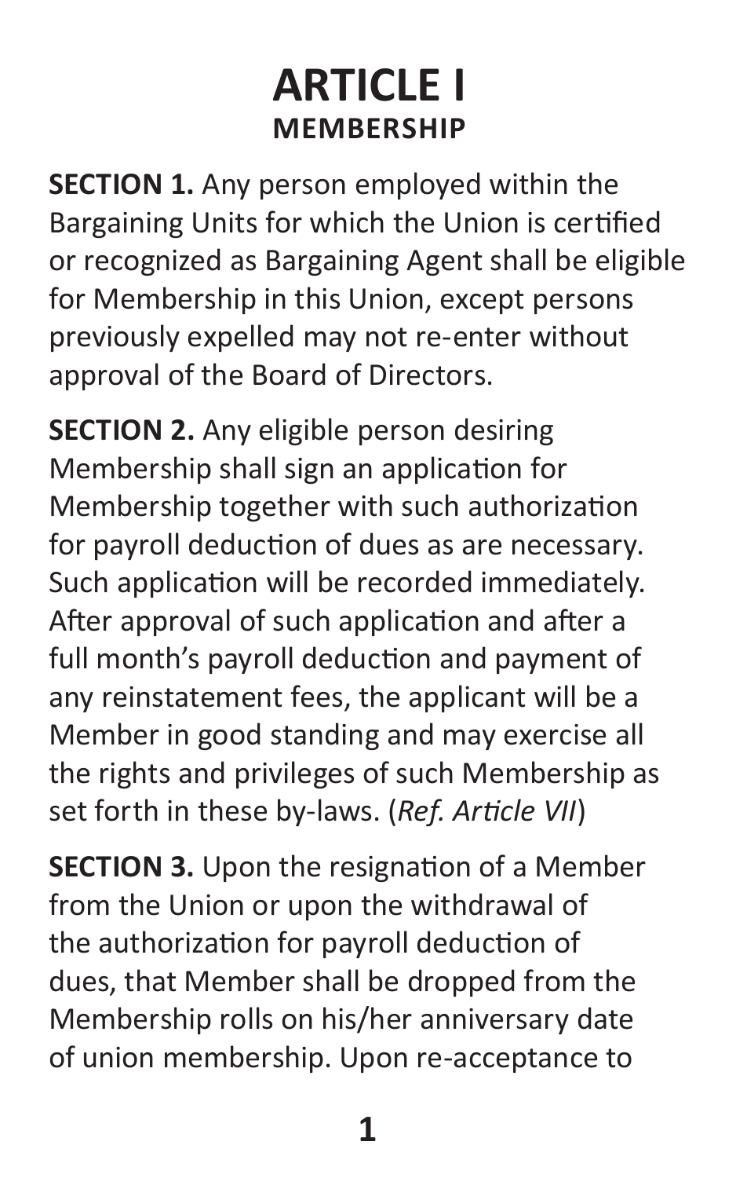# ARTICLE I

## MEMBERSHIP

**SECTION 1.** Any person employed within the Bargaining Units for which the Union is certified or recognized as Bargaining Agent shall be eligible for Membership in this Union, except persons previously expelled may not re-enter without approval of the Board of Directors.

**SECTION 2.** Any eligible person desiring Membership shall sign an application for Membership together with such authorization for payroll deduction of dues as are necessary. Such application will be recorded immediately. After approval of such application and after a full month's payroll deduction and payment of any reinstatement fees, the applicant will be a Member in good standing and may exercise all the rights and privileges of such Membership as set forth in these by-laws. (*Ref. Article VII*)

**SECTION 3.** Upon the resignation of a Member from the Union or upon the withdrawal of the authorization for payroll deduction of dues, that Member shall be dropped from the Membership rolls on his/her anniversary date of union membership. Upon re-acceptance to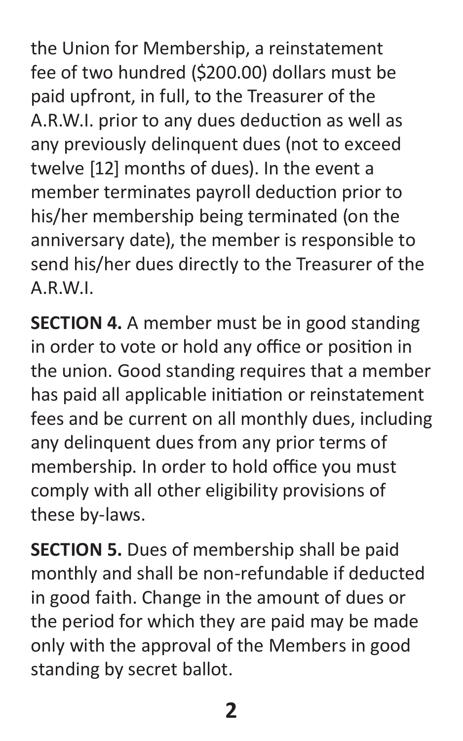the Union for Membership, a reinstatement fee of two hundred ($200.00) dollars must be paid upfront, in full, to the Treasurer of the A.R.W.I. prior to any dues deduction as well as any previously delinquent dues (not to exceed twelve [12] months of dues). In the event a member terminates payroll deduction prior to his/her membership being terminated (on the anniversary date), the member is responsible to send his/her dues directly to the Treasurer of the A.R.W.I.

**SECTION 4.** A member must be in good standing in order to vote or hold any office or position in the union. Good standing requires that a member has paid all applicable initiation or reinstatement fees and be current on all monthly dues, including any delinquent dues from any prior terms of membership. In order to hold office you must comply with all other eligibility provisions of these by-laws.

**SECTION 5.** Dues of membership shall be paid monthly and shall be non-refundable if deducted in good faith. Change in the amount of dues or the period for which they are paid may be made only with the approval of the Members in good standing by secret ballot.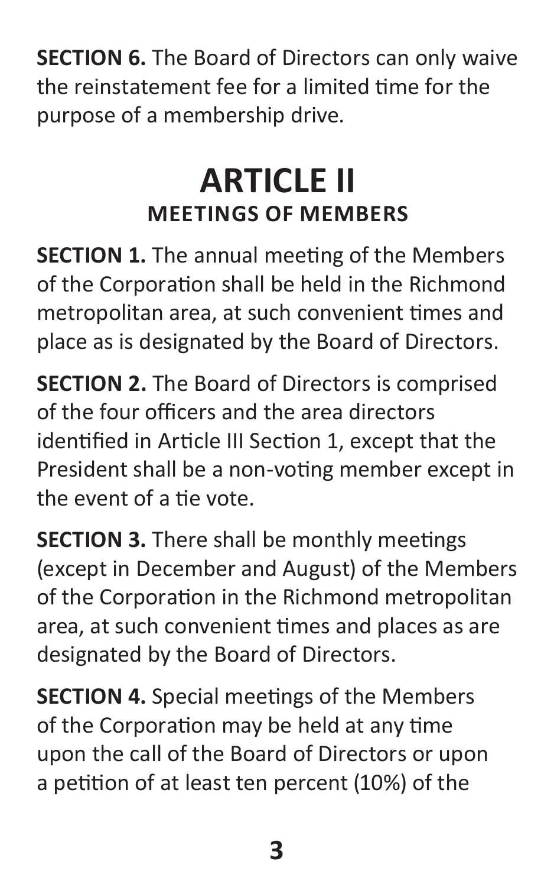**SECTION 6.** The Board of Directors can only waive the reinstatement fee for a limited time for the purpose of a membership drive.

# ARTICLE II
## MEETINGS OF MEMBERS

**SECTION 1.** The annual meeting of the Members of the Corporation shall be held in the Richmond metropolitan area, at such convenient times and place as is designated by the Board of Directors.

**SECTION 2.** The Board of Directors is comprised of the four officers and the area directors identified in Article III Section 1, except that the President shall be a non-voting member except in the event of a tie vote.

**SECTION 3.** There shall be monthly meetings (except in December and August) of the Members of the Corporation in the Richmond metropolitan area, at such convenient times and places as are designated by the Board of Directors.

**SECTION 4.** Special meetings of the Members of the Corporation may be held at any time upon the call of the Board of Directors or upon a petition of at least ten percent (10%) of the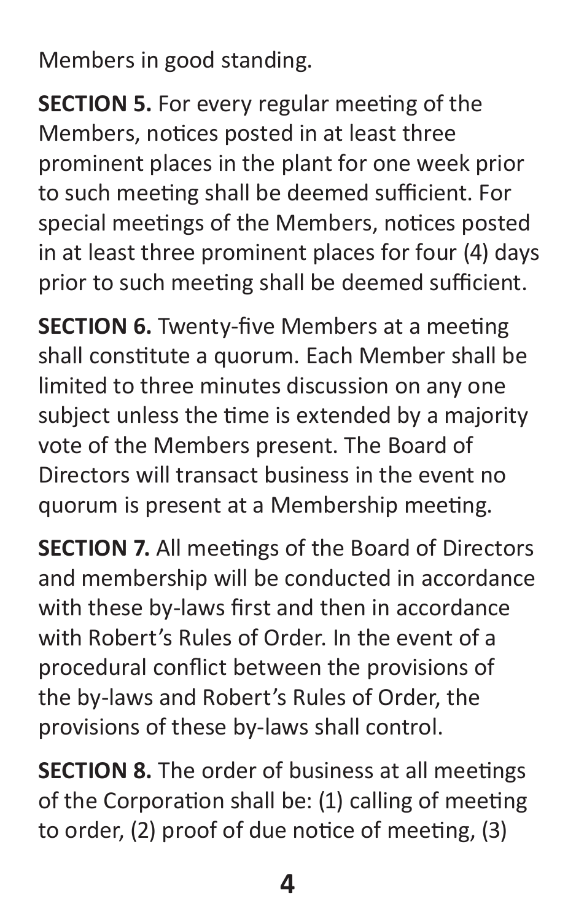Members in good standing.

**SECTION 5.** For every regular meeting of the Members, notices posted in at least three prominent places in the plant for one week prior to such meeting shall be deemed sufficient. For special meetings of the Members, notices posted in at least three prominent places for four (4) days prior to such meeting shall be deemed sufficient.

**SECTION 6.** Twenty-five Members at a meeting shall constitute a quorum. Each Member shall be limited to three minutes discussion on any one subject unless the time is extended by a majority vote of the Members present. The Board of Directors will transact business in the event no quorum is present at a Membership meeting.

**SECTION 7.** All meetings of the Board of Directors and membership will be conducted in accordance with these by-laws first and then in accordance with Robert's Rules of Order. In the event of a procedural conflict between the provisions of the by-laws and Robert's Rules of Order, the provisions of these by-laws shall control.

**SECTION 8.** The order of business at all meetings of the Corporation shall be: (1) calling of meeting to order, (2) proof of due notice of meeting, (3)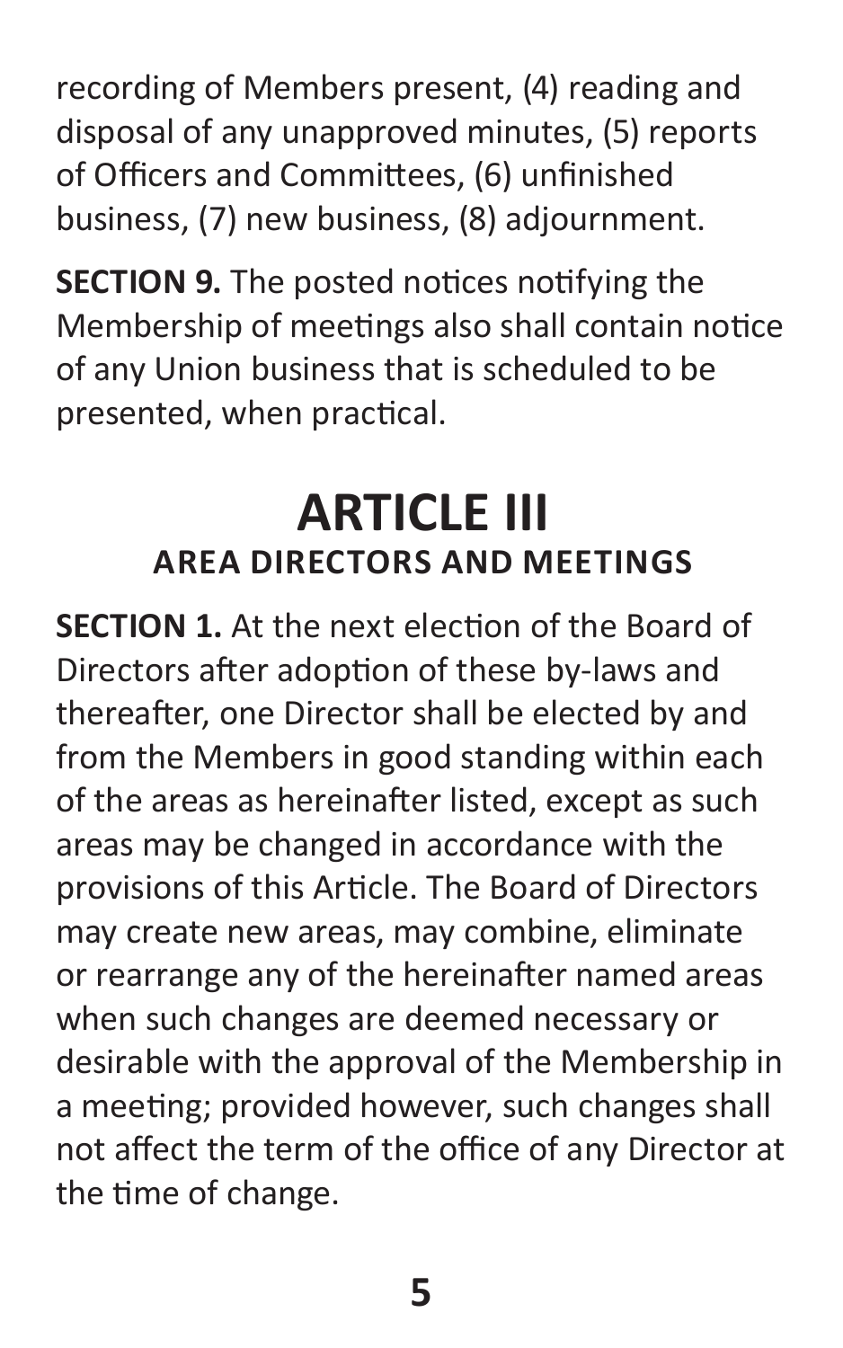recording of Members present, (4) reading and disposal of any unapproved minutes, (5) reports of Officers and Committees, (6) unfinished business, (7) new business, (8) adjournment.

**SECTION 9.** The posted notices notifying the Membership of meetings also shall contain notice of any Union business that is scheduled to be presented, when practical.

# ARTICLE III
## AREA DIRECTORS AND MEETINGS

**SECTION 1.** At the next election of the Board of Directors after adoption of these by-laws and thereafter, one Director shall be elected by and from the Members in good standing within each of the areas as hereinafter listed, except as such areas may be changed in accordance with the provisions of this Article. The Board of Directors may create new areas, may combine, eliminate or rearrange any of the hereinafter named areas when such changes are deemed necessary or desirable with the approval of the Membership in a meeting; provided however, such changes shall not affect the term of the office of any Director at the time of change.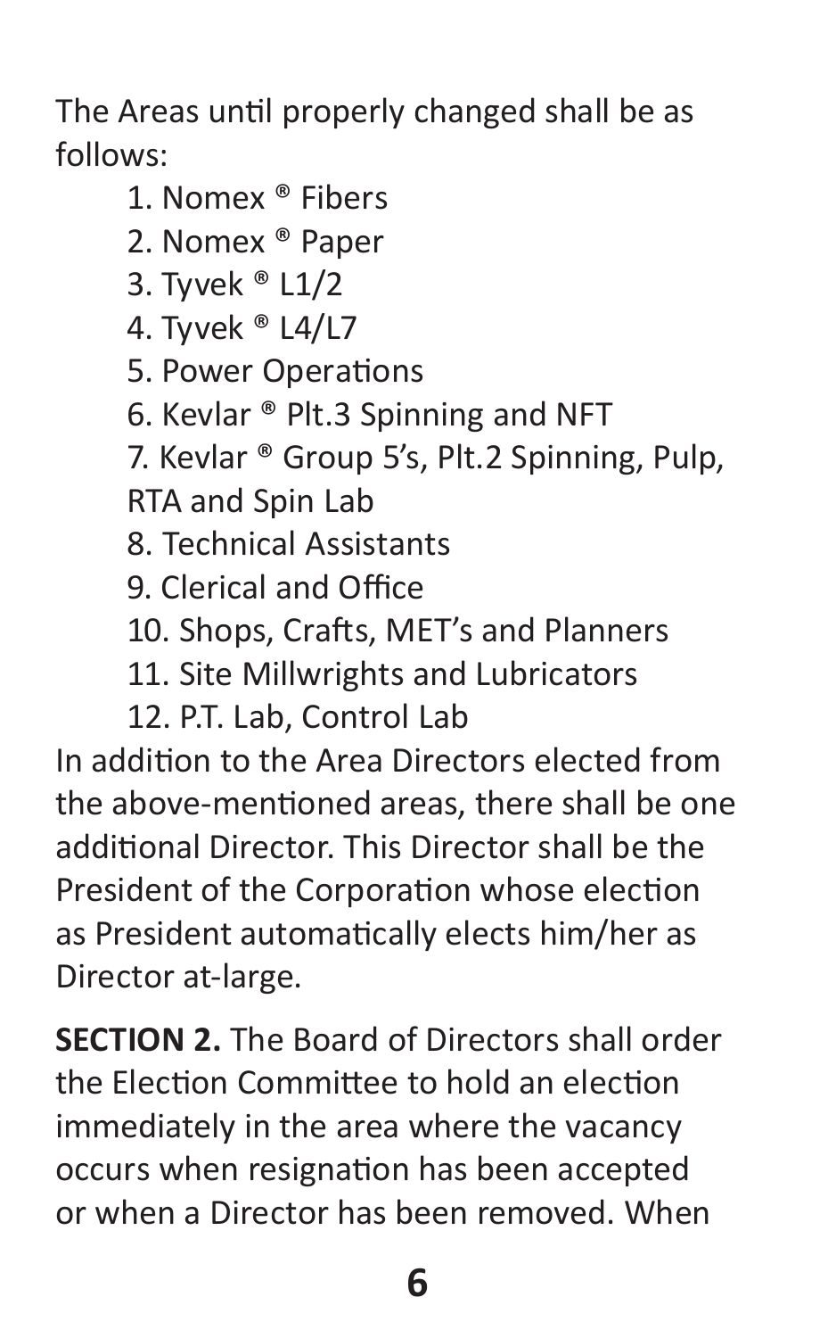The Areas until properly changed shall be as follows:

1. Nomex ® Fibers
2. Nomex ® Paper
3. Tyvek ® L1/2
4. Tyvek ® L4/L7
5. Power Operations
6. Kevlar ® Plt.3 Spinning and NFT
7. Kevlar ® Group 5's, Plt.2 Spinning, Pulp, RTA and Spin Lab
8. Technical Assistants
9. Clerical and Office
10. Shops, Crafts, MET's and Planners
11. Site Millwrights and Lubricators
12. P.T. Lab, Control Lab

In addition to the Area Directors elected from the above-mentioned areas, there shall be one additional Director. This Director shall be the President of the Corporation whose election as President automatically elects him/her as Director at-large.

**SECTION 2.** The Board of Directors shall order the Election Committee to hold an election immediately in the area where the vacancy occurs when resignation has been accepted or when a Director has been removed. When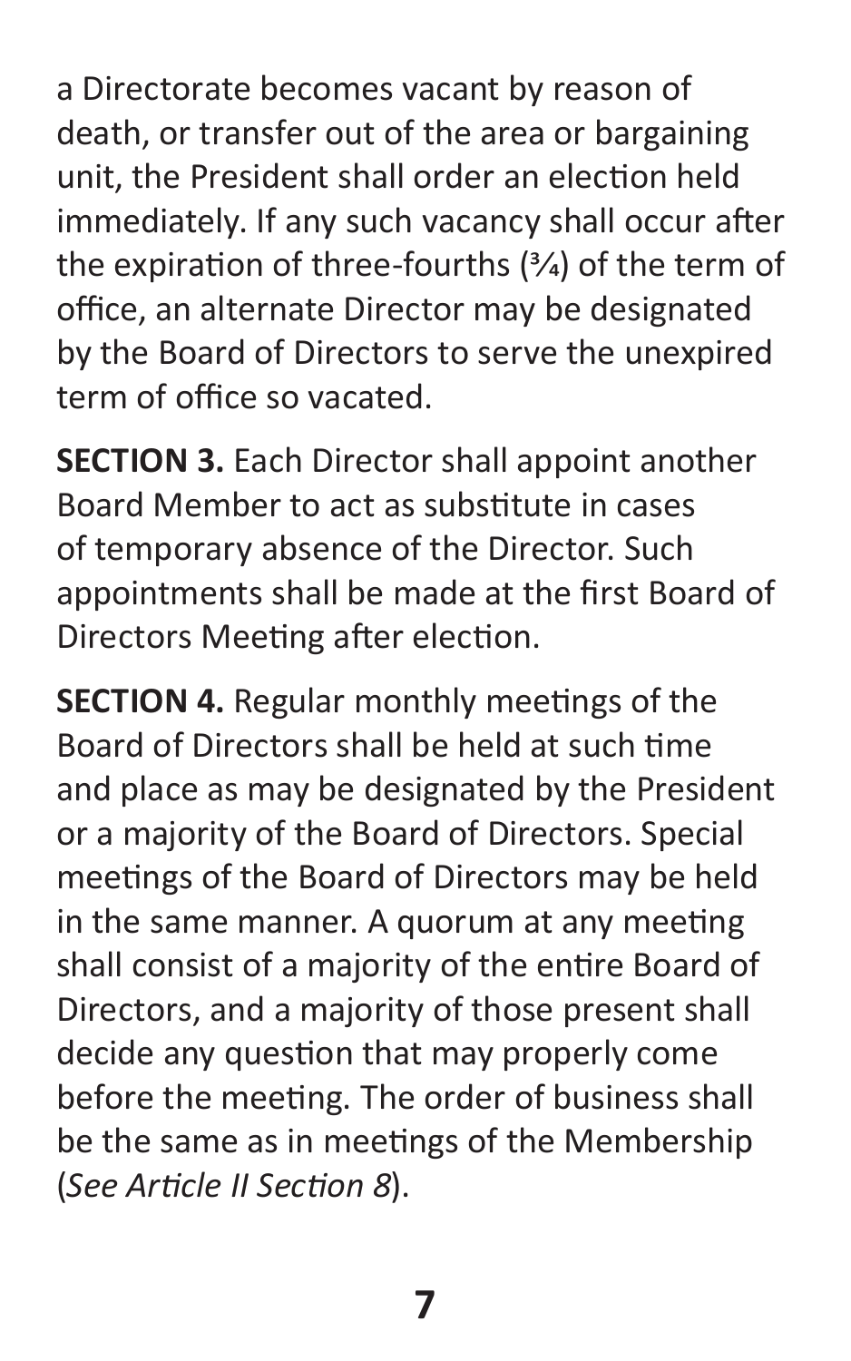a Directorate becomes vacant by reason of death, or transfer out of the area or bargaining unit, the President shall order an election held immediately. If any such vacancy shall occur after the expiration of three-fourths (¾) of the term of office, an alternate Director may be designated by the Board of Directors to serve the unexpired term of office so vacated.

**SECTION 3.** Each Director shall appoint another Board Member to act as substitute in cases of temporary absence of the Director. Such appointments shall be made at the first Board of Directors Meeting after election.

**SECTION 4.** Regular monthly meetings of the Board of Directors shall be held at such time and place as may be designated by the President or a majority of the Board of Directors. Special meetings of the Board of Directors may be held in the same manner. A quorum at any meeting shall consist of a majority of the entire Board of Directors, and a majority of those present shall decide any question that may properly come before the meeting. The order of business shall be the same as in meetings of the Membership (*See Article II Section 8*).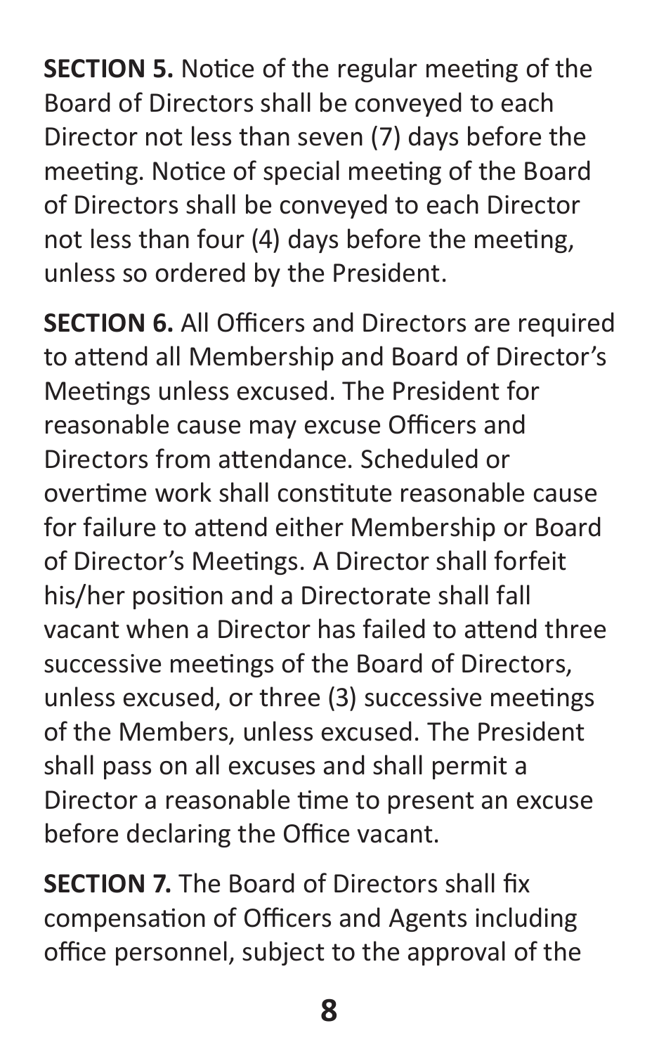**SECTION 5.** Notice of the regular meeting of the Board of Directors shall be conveyed to each Director not less than seven (7) days before the meeting. Notice of special meeting of the Board of Directors shall be conveyed to each Director not less than four (4) days before the meeting, unless so ordered by the President.

**SECTION 6.** All Officers and Directors are required to attend all Membership and Board of Director's Meetings unless excused. The President for reasonable cause may excuse Officers and Directors from attendance. Scheduled or overtime work shall constitute reasonable cause for failure to attend either Membership or Board of Director's Meetings. A Director shall forfeit his/her position and a Directorate shall fall vacant when a Director has failed to attend three successive meetings of the Board of Directors, unless excused, or three (3) successive meetings of the Members, unless excused. The President shall pass on all excuses and shall permit a Director a reasonable time to present an excuse before declaring the Office vacant.

**SECTION 7.** The Board of Directors shall fix compensation of Officers and Agents including office personnel, subject to the approval of the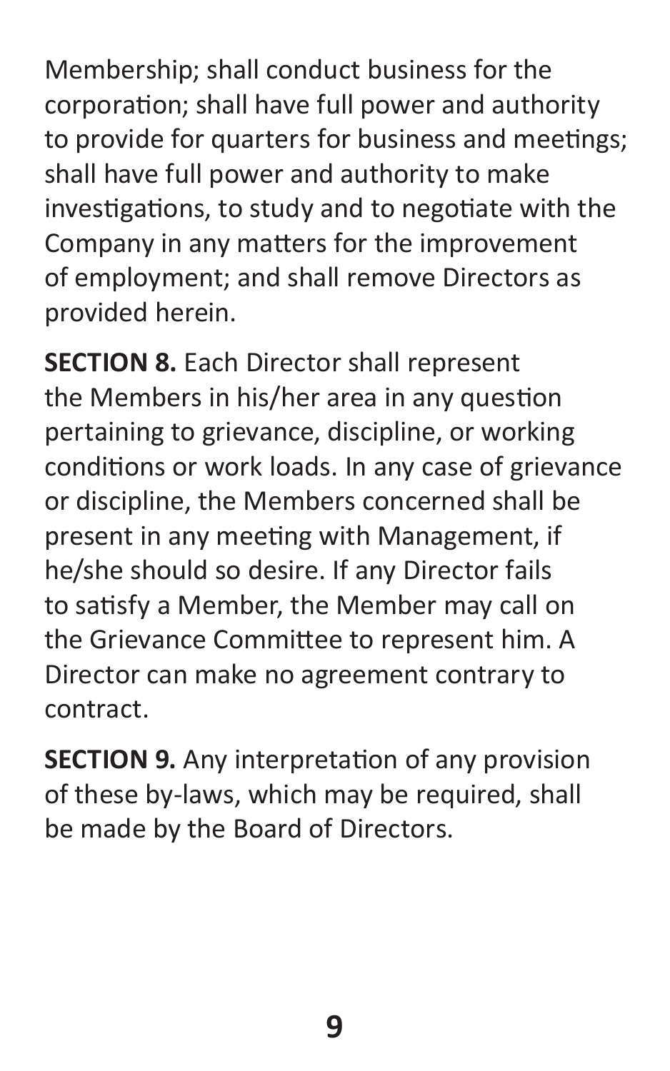Membership; shall conduct business for the corporation; shall have full power and authority to provide for quarters for business and meetings; shall have full power and authority to make investigations, to study and to negotiate with the Company in any matters for the improvement of employment; and shall remove Directors as provided herein.

**SECTION 8.** Each Director shall represent the Members in his/her area in any question pertaining to grievance, discipline, or working conditions or work loads. In any case of grievance or discipline, the Members concerned shall be present in any meeting with Management, if he/she should so desire. If any Director fails to satisfy a Member, the Member may call on the Grievance Committee to represent him. A Director can make no agreement contrary to contract.

**SECTION 9.** Any interpretation of any provision of these by-laws, which may be required, shall be made by the Board of Directors.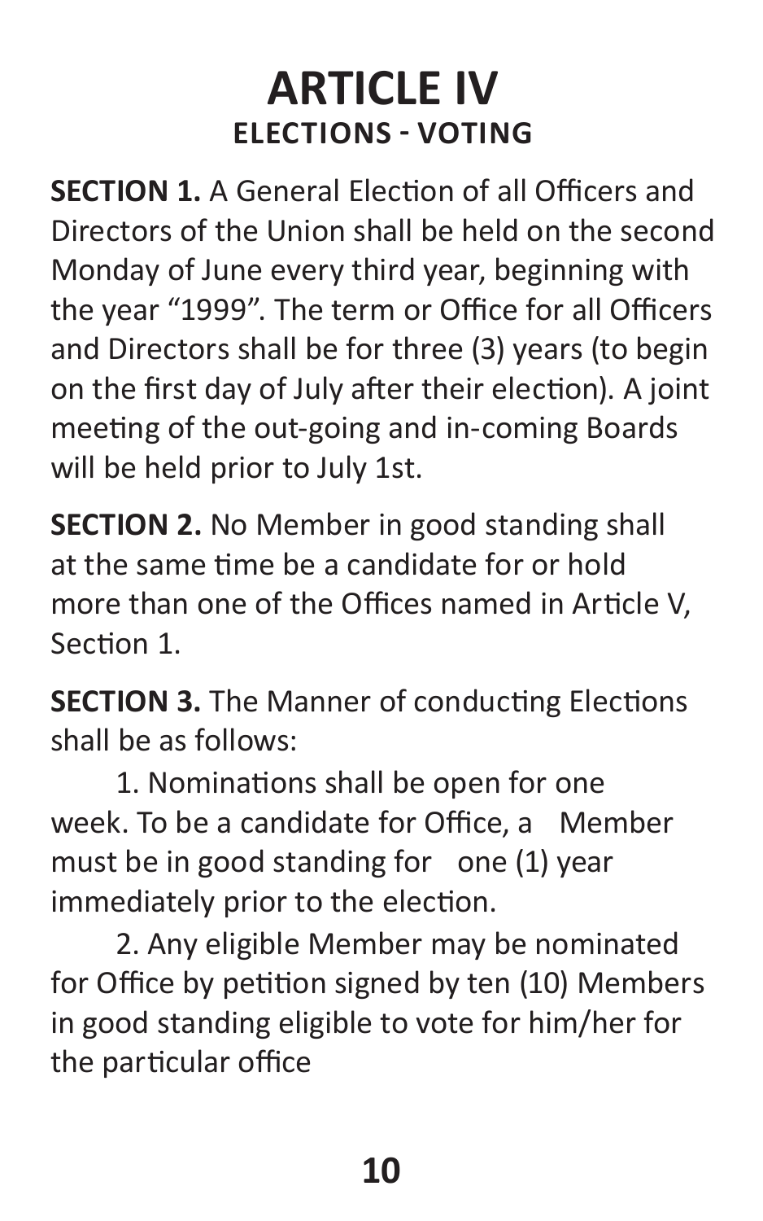# ARTICLE IV
## ELECTIONS - VOTING

**SECTION 1.** A General Election of all Officers and Directors of the Union shall be held on the second Monday of June every third year, beginning with the year "1999". The term or Office for all Officers and Directors shall be for three (3) years (to begin on the first day of July after their election). A joint meeting of the out-going and in-coming Boards will be held prior to July 1st.

**SECTION 2.** No Member in good standing shall at the same time be a candidate for or hold more than one of the Offices named in Article V, Section 1.

**SECTION 3.** The Manner of conducting Elections shall be as follows:

1. Nominations shall be open for one week. To be a candidate for Office, a Member must be in good standing for one (1) year immediately prior to the election.
2. Any eligible Member may be nominated for Office by petition signed by ten (10) Members in good standing eligible to vote for him/her for the particular office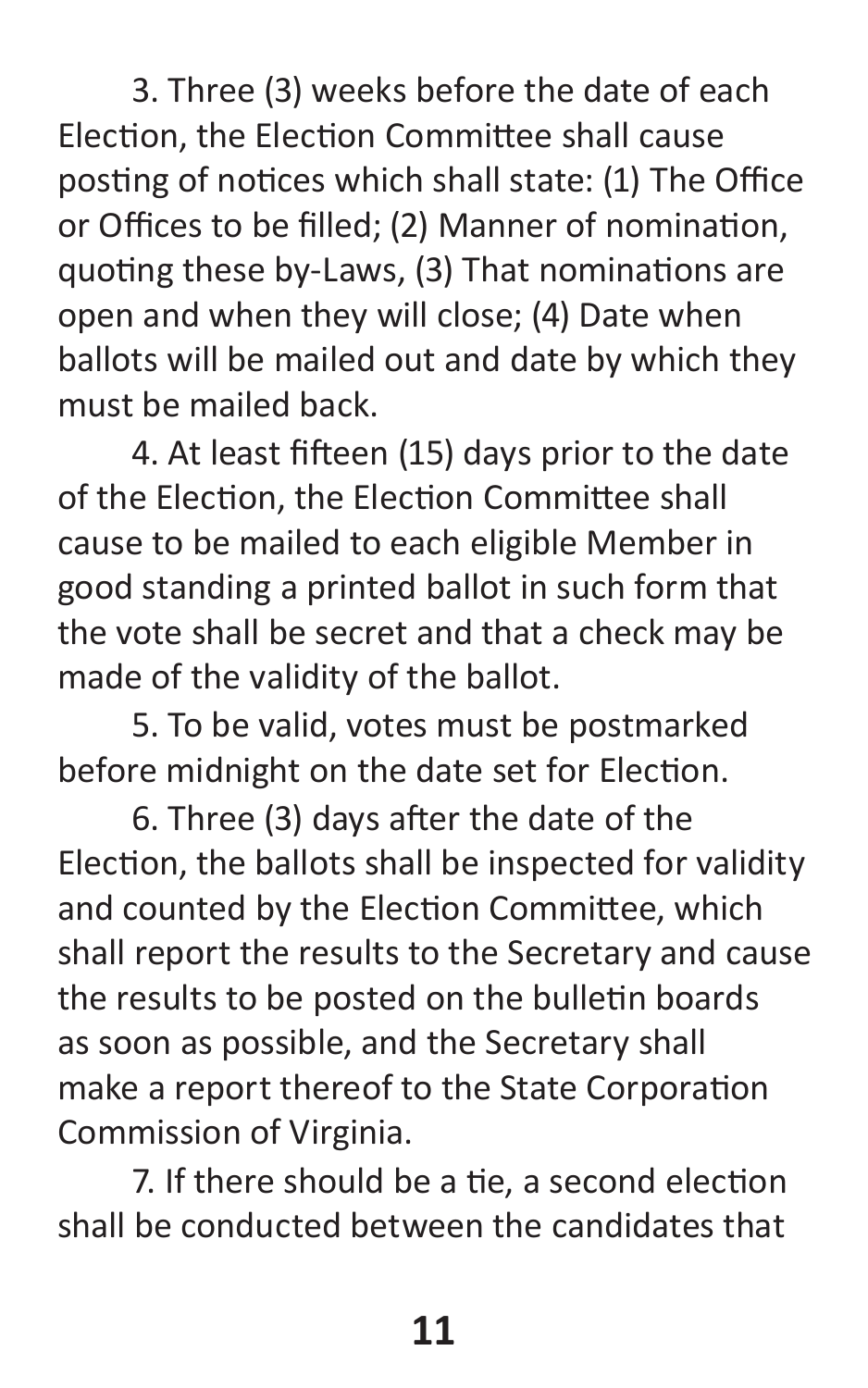3. Three (3) weeks before the date of each Election, the Election Committee shall cause posting of notices which shall state: (1) The Office or Offices to be filled; (2) Manner of nomination, quoting these by-Laws, (3) That nominations are open and when they will close; (4) Date when ballots will be mailed out and date by which they must be mailed back.

4. At least fifteen (15) days prior to the date of the Election, the Election Committee shall cause to be mailed to each eligible Member in good standing a printed ballot in such form that the vote shall be secret and that a check may be made of the validity of the ballot.

5. To be valid, votes must be postmarked before midnight on the date set for Election.

6. Three (3) days after the date of the Election, the ballots shall be inspected for validity and counted by the Election Committee, which shall report the results to the Secretary and cause the results to be posted on the bulletin boards as soon as possible, and the Secretary shall make a report thereof to the State Corporation Commission of Virginia.

7. If there should be a tie, a second election shall be conducted between the candidates that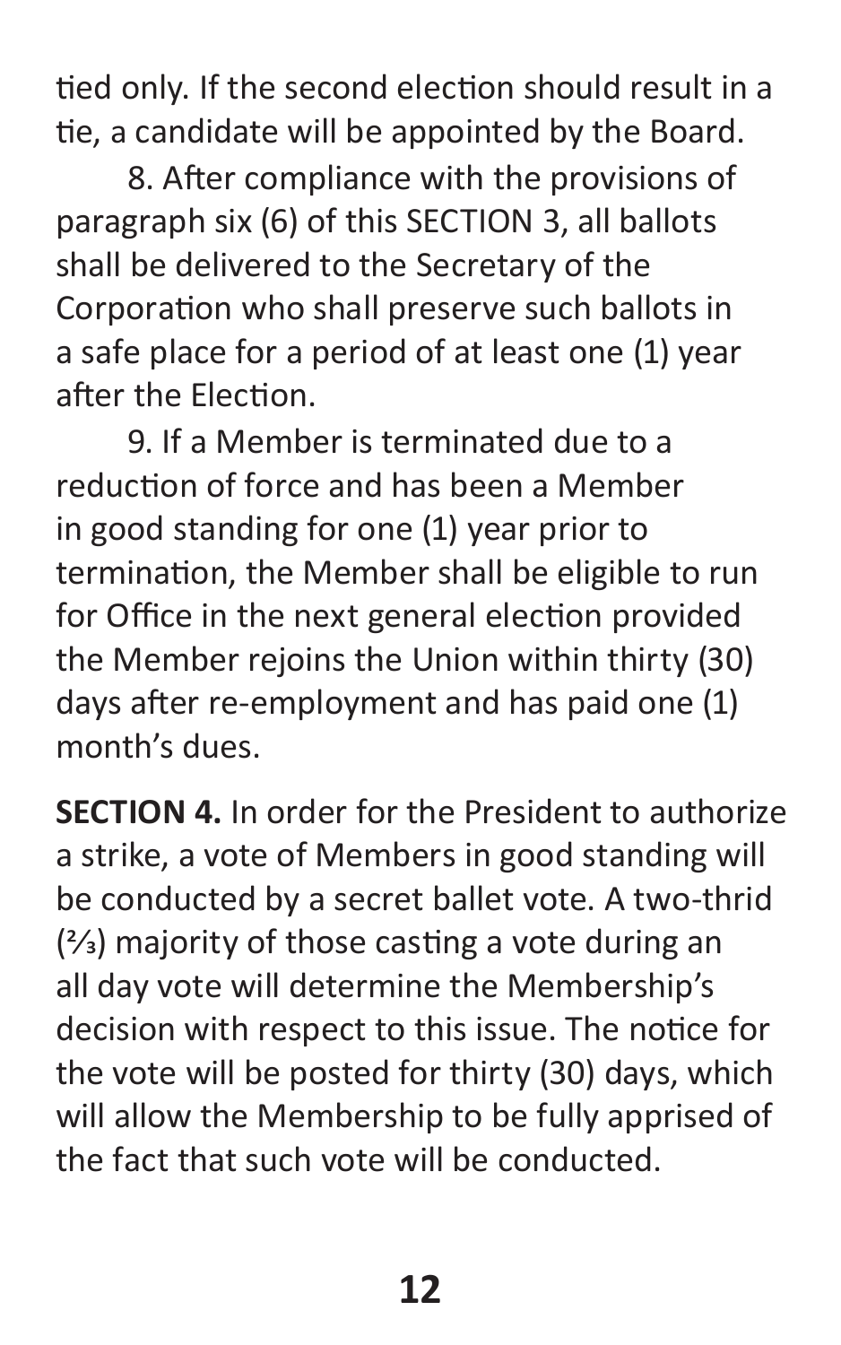tied only. If the second election should result in a tie, a candidate will be appointed by the Board.

8. After compliance with the provisions of paragraph six (6) of this SECTION 3, all ballots shall be delivered to the Secretary of the Corporation who shall preserve such ballots in a safe place for a period of at least one (1) year after the Election.

9. If a Member is terminated due to a reduction of force and has been a Member in good standing for one (1) year prior to termination, the Member shall be eligible to run for Office in the next general election provided the Member rejoins the Union within thirty (30) days after re-employment and has paid one (1) month's dues.

**SECTION 4.** In order for the President to authorize a strike, a vote of Members in good standing will be conducted by a secret ballet vote. A two-thrid (⅔) majority of those casting a vote during an all day vote will determine the Membership's decision with respect to this issue. The notice for the vote will be posted for thirty (30) days, which will allow the Membership to be fully apprised of the fact that such vote will be conducted.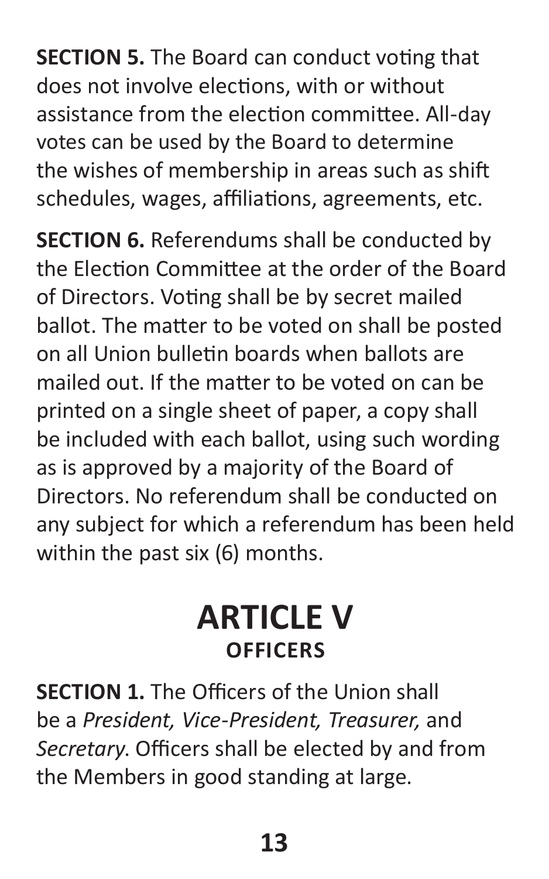**SECTION 5.** The Board can conduct voting that does not involve elections, with or without assistance from the election committee. All-day votes can be used by the Board to determine the wishes of membership in areas such as shift schedules, wages, affiliations, agreements, etc.

**SECTION 6.** Referendums shall be conducted by the Election Committee at the order of the Board of Directors. Voting shall be by secret mailed ballot. The matter to be voted on shall be posted on all Union bulletin boards when ballots are mailed out. If the matter to be voted on can be printed on a single sheet of paper, a copy shall be included with each ballot, using such wording as is approved by a majority of the Board of Directors. No referendum shall be conducted on any subject for which a referendum has been held within the past six (6) months.

# ARTICLE V
## OFFICERS

**SECTION 1.** The Officers of the Union shall be a *President, Vice-President, Treasurer,* and *Secretary*. Officers shall be elected by and from the Members in good standing at large.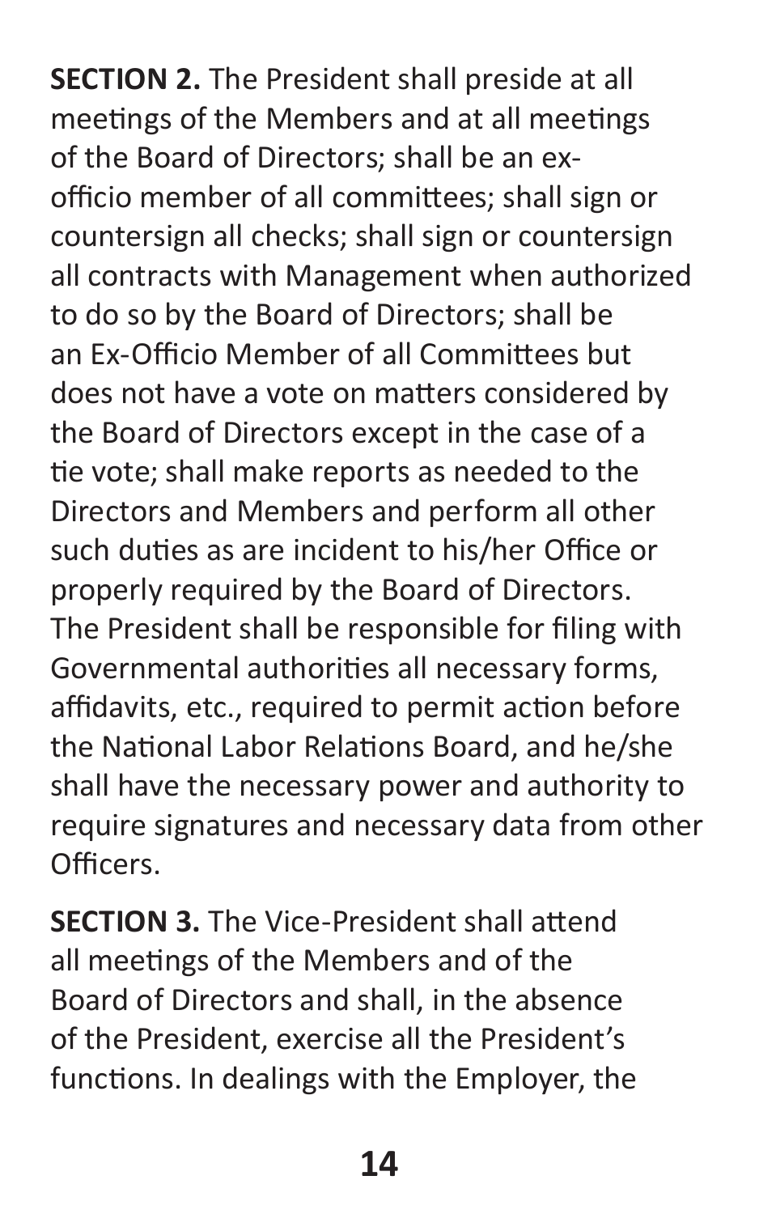**SECTION 2.** The President shall preside at all meetings of the Members and at all meetings of the Board of Directors; shall be an ex-officio member of all committees; shall sign or countersign all checks; shall sign or countersign all contracts with Management when authorized to do so by the Board of Directors; shall be an Ex-Officio Member of all Committees but does not have a vote on matters considered by the Board of Directors except in the case of a tie vote; shall make reports as needed to the Directors and Members and perform all other such duties as are incident to his/her Office or properly required by the Board of Directors. The President shall be responsible for filing with Governmental authorities all necessary forms, affidavits, etc., required to permit action before the National Labor Relations Board, and he/she shall have the necessary power and authority to require signatures and necessary data from other Officers.

**SECTION 3.** The Vice-President shall attend all meetings of the Members and of the Board of Directors and shall, in the absence of the President, exercise all the President's functions. In dealings with the Employer, the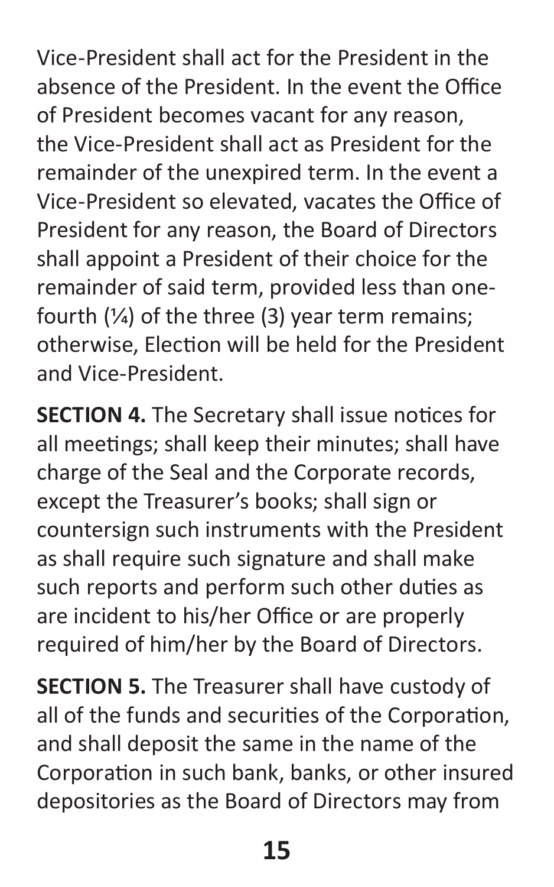Vice-President shall act for the President in the absence of the President. In the event the Office of President becomes vacant for any reason, the Vice-President shall act as President for the remainder of the unexpired term. In the event a Vice-President so elevated, vacates the Office of President for any reason, the Board of Directors shall appoint a President of their choice for the remainder of said term, provided less than one-fourth (¼) of the three (3) year term remains; otherwise, Election will be held for the President and Vice-President.

**SECTION 4.** The Secretary shall issue notices for all meetings; shall keep their minutes; shall have charge of the Seal and the Corporate records, except the Treasurer's books; shall sign or countersign such instruments with the President as shall require such signature and shall make such reports and perform such other duties as are incident to his/her Office or are properly required of him/her by the Board of Directors.

**SECTION 5.** The Treasurer shall have custody of all of the funds and securities of the Corporation, and shall deposit the same in the name of the Corporation in such bank, banks, or other insured depositories as the Board of Directors may from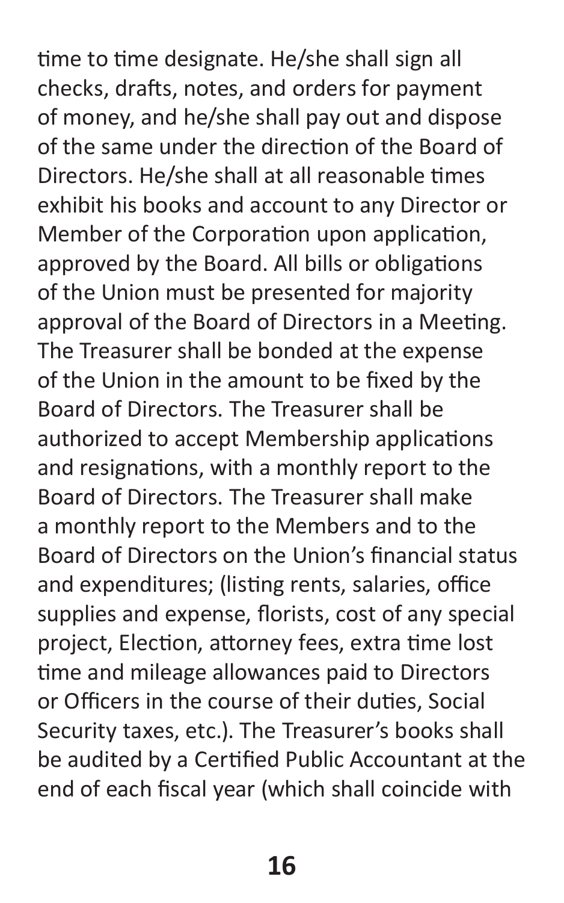time to time designate. He/she shall sign all checks, drafts, notes, and orders for payment of money, and he/she shall pay out and dispose of the same under the direction of the Board of Directors. He/she shall at all reasonable times exhibit his books and account to any Director or Member of the Corporation upon application, approved by the Board. All bills or obligations of the Union must be presented for majority approval of the Board of Directors in a Meeting. The Treasurer shall be bonded at the expense of the Union in the amount to be fixed by the Board of Directors. The Treasurer shall be authorized to accept Membership applications and resignations, with a monthly report to the Board of Directors. The Treasurer shall make a monthly report to the Members and to the Board of Directors on the Union's financial status and expenditures; (listing rents, salaries, office supplies and expense, florists, cost of any special project, Election, attorney fees, extra time lost time and mileage allowances paid to Directors or Officers in the course of their duties, Social Security taxes, etc.). The Treasurer's books shall be audited by a Certified Public Accountant at the end of each fiscal year (which shall coincide with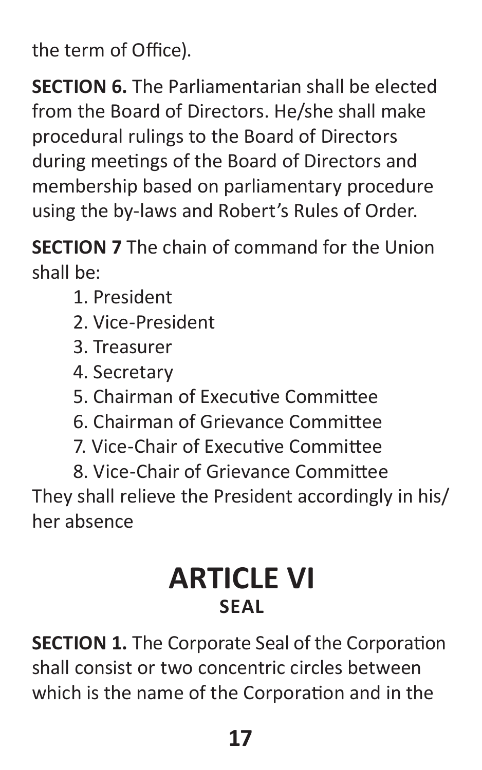the term of Office).

**SECTION 6.** The Parliamentarian shall be elected from the Board of Directors. He/she shall make procedural rulings to the Board of Directors during meetings of the Board of Directors and membership based on parliamentary procedure using the by-laws and Robert's Rules of Order.

**SECTION 7** The chain of command for the Union shall be:

1. President
2. Vice-President
3. Treasurer
4. Secretary
5. Chairman of Executive Committee
6. Chairman of Grievance Committee
7. Vice-Chair of Executive Committee
8. Vice-Chair of Grievance Committee

They shall relieve the President accordingly in his/her absence

# ARTICLE VI
## SEAL

**SECTION 1.** The Corporate Seal of the Corporation shall consist or two concentric circles between which is the name of the Corporation and in the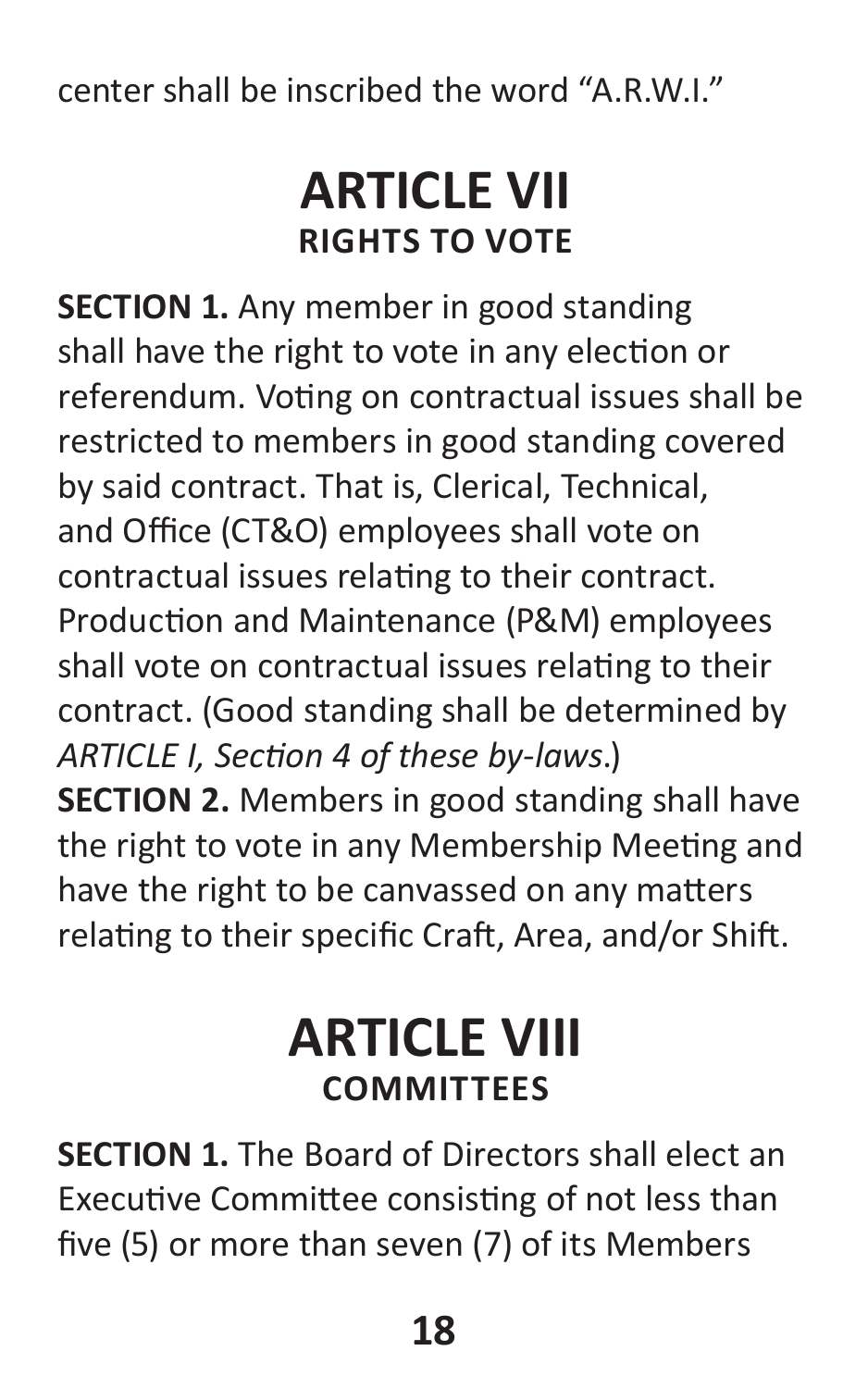center shall be inscribed the word "A.R.W.I."

# ARTICLE VII
## RIGHTS TO VOTE

**SECTION 1.** Any member in good standing shall have the right to vote in any election or referendum. Voting on contractual issues shall be restricted to members in good standing covered by said contract. That is, Clerical, Technical, and Office (CT&O) employees shall vote on contractual issues relating to their contract. Production and Maintenance (P&M) employees shall vote on contractual issues relating to their contract. (Good standing shall be determined by *ARTICLE I, Section 4 of these by-laws*.)

**SECTION 2.** Members in good standing shall have the right to vote in any Membership Meeting and have the right to be canvassed on any matters relating to their specific Craft, Area, and/or Shift.

# ARTICLE VIII
## COMMITTEES

**SECTION 1.** The Board of Directors shall elect an Executive Committee consisting of not less than five (5) or more than seven (7) of its Members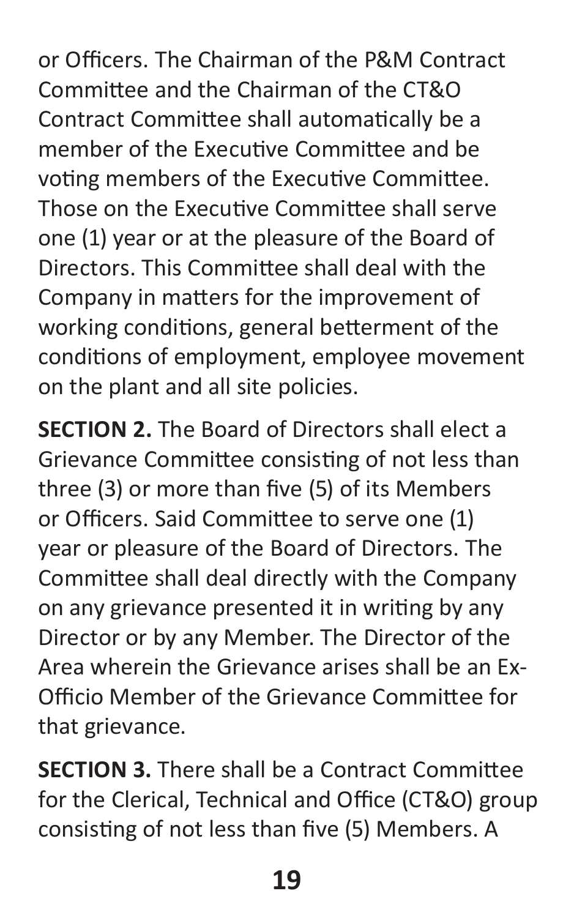or Officers. The Chairman of the P&M Contract Committee and the Chairman of the CT&O Contract Committee shall automatically be a member of the Executive Committee and be voting members of the Executive Committee. Those on the Executive Committee shall serve one (1) year or at the pleasure of the Board of Directors. This Committee shall deal with the Company in matters for the improvement of working conditions, general betterment of the conditions of employment, employee movement on the plant and all site policies.

**SECTION 2.** The Board of Directors shall elect a Grievance Committee consisting of not less than three (3) or more than five (5) of its Members or Officers. Said Committee to serve one (1) year or pleasure of the Board of Directors. The Committee shall deal directly with the Company on any grievance presented it in writing by any Director or by any Member. The Director of the Area wherein the Grievance arises shall be an Ex-Officio Member of the Grievance Committee for that grievance.

**SECTION 3.** There shall be a Contract Committee for the Clerical, Technical and Office (CT&O) group consisting of not less than five (5) Members. A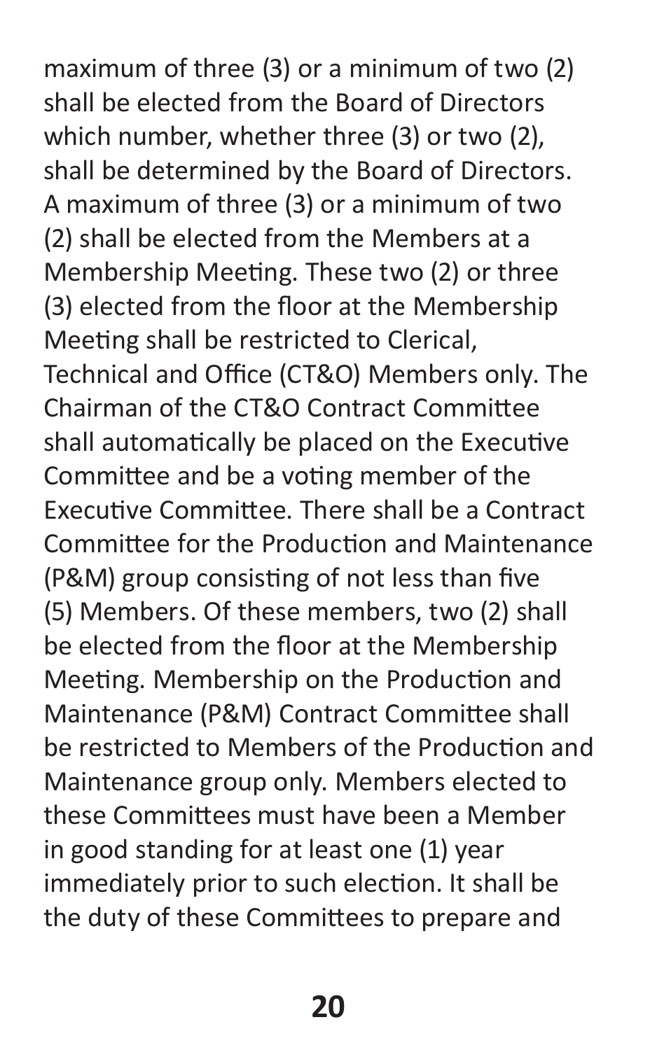maximum of three (3) or a minimum of two (2) shall be elected from the Board of Directors which number, whether three (3) or two (2), shall be determined by the Board of Directors. A maximum of three (3) or a minimum of two (2) shall be elected from the Members at a Membership Meeting. These two (2) or three (3) elected from the floor at the Membership Meeting shall be restricted to Clerical, Technical and Office (CT&O) Members only. The Chairman of the CT&O Contract Committee shall automatically be placed on the Executive Committee and be a voting member of the Executive Committee. There shall be a Contract Committee for the Production and Maintenance (P&M) group consisting of not less than five (5) Members. Of these members, two (2) shall be elected from the floor at the Membership Meeting. Membership on the Production and Maintenance (P&M) Contract Committee shall be restricted to Members of the Production and Maintenance group only. Members elected to these Committees must have been a Member in good standing for at least one (1) year immediately prior to such election. It shall be the duty of these Committees to prepare and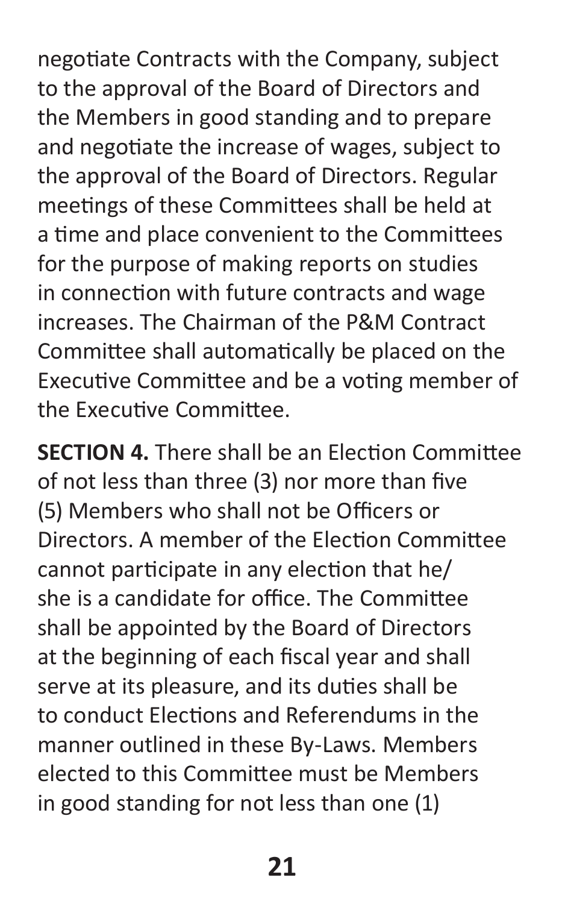negotiate Contracts with the Company, subject to the approval of the Board of Directors and the Members in good standing and to prepare and negotiate the increase of wages, subject to the approval of the Board of Directors. Regular meetings of these Committees shall be held at a time and place convenient to the Committees for the purpose of making reports on studies in connection with future contracts and wage increases. The Chairman of the P&M Contract Committee shall automatically be placed on the Executive Committee and be a voting member of the Executive Committee.

**SECTION 4.** There shall be an Election Committee of not less than three (3) nor more than five (5) Members who shall not be Officers or Directors. A member of the Election Committee cannot participate in any election that he/she is a candidate for office. The Committee shall be appointed by the Board of Directors at the beginning of each fiscal year and shall serve at its pleasure, and its duties shall be to conduct Elections and Referendums in the manner outlined in these By-Laws. Members elected to this Committee must be Members in good standing for not less than one (1)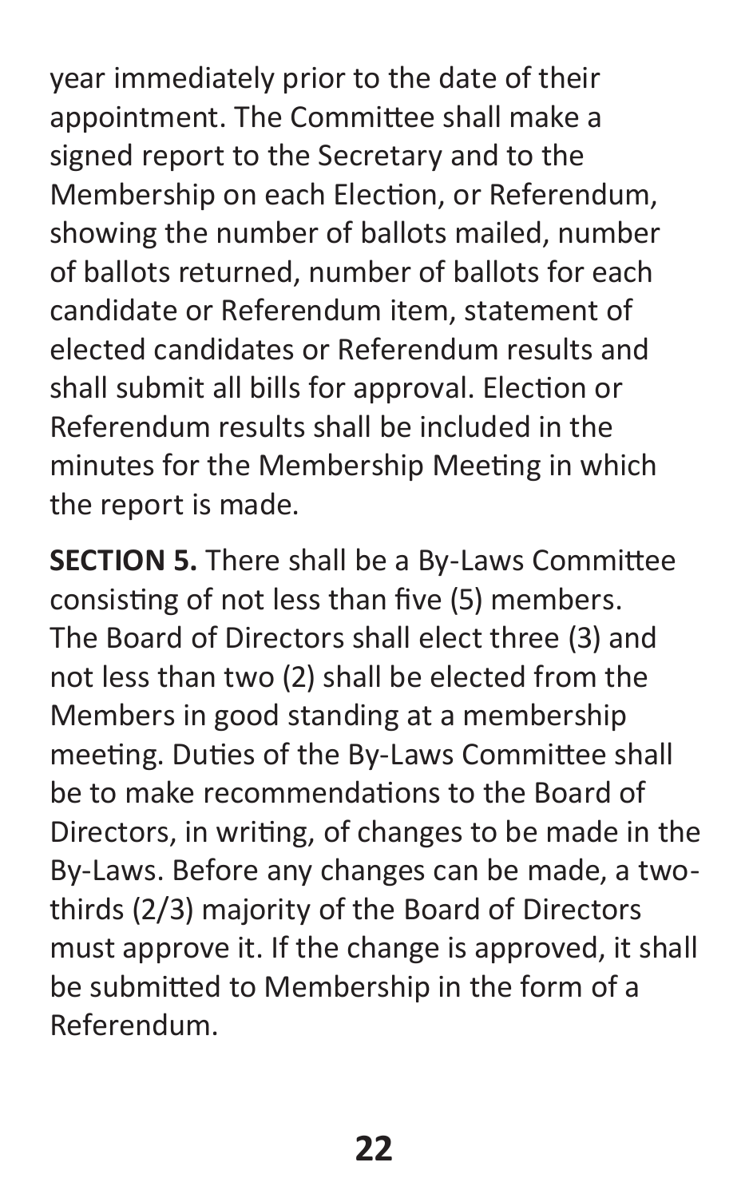year immediately prior to the date of their appointment. The Committee shall make a signed report to the Secretary and to the Membership on each Election, or Referendum, showing the number of ballots mailed, number of ballots returned, number of ballots for each candidate or Referendum item, statement of elected candidates or Referendum results and shall submit all bills for approval. Election or Referendum results shall be included in the minutes for the Membership Meeting in which the report is made.

**SECTION 5.** There shall be a By-Laws Committee consisting of not less than five (5) members. The Board of Directors shall elect three (3) and not less than two (2) shall be elected from the Members in good standing at a membership meeting. Duties of the By-Laws Committee shall be to make recommendations to the Board of Directors, in writing, of changes to be made in the By-Laws. Before any changes can be made, a two-thirds (2/3) majority of the Board of Directors must approve it. If the change is approved, it shall be submitted to Membership in the form of a Referendum.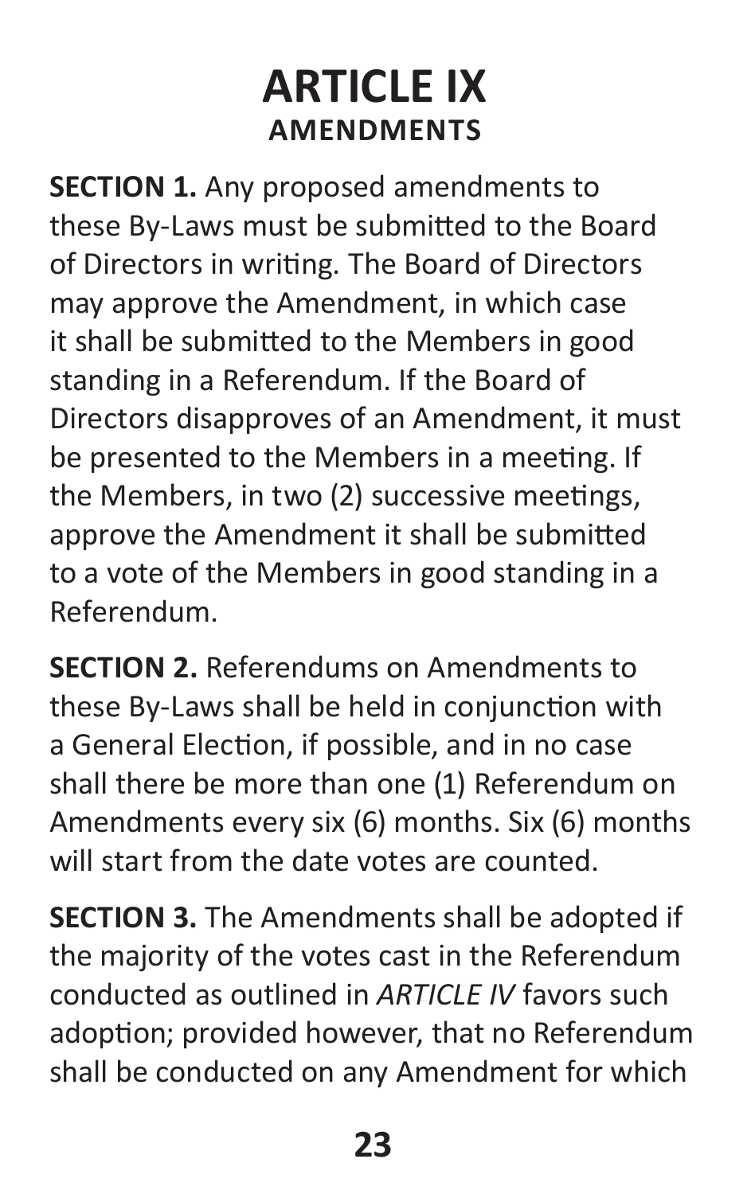# ARTICLE IX
## AMENDMENTS

**SECTION 1.** Any proposed amendments to these By-Laws must be submitted to the Board of Directors in writing. The Board of Directors may approve the Amendment, in which case it shall be submitted to the Members in good standing in a Referendum. If the Board of Directors disapproves of an Amendment, it must be presented to the Members in a meeting. If the Members, in two (2) successive meetings, approve the Amendment it shall be submitted to a vote of the Members in good standing in a Referendum.

**SECTION 2.** Referendums on Amendments to these By-Laws shall be held in conjunction with a General Election, if possible, and in no case shall there be more than one (1) Referendum on Amendments every six (6) months. Six (6) months will start from the date votes are counted.

**SECTION 3.** The Amendments shall be adopted if the majority of the votes cast in the Referendum conducted as outlined in *ARTICLE IV* favors such adoption; provided however, that no Referendum shall be conducted on any Amendment for which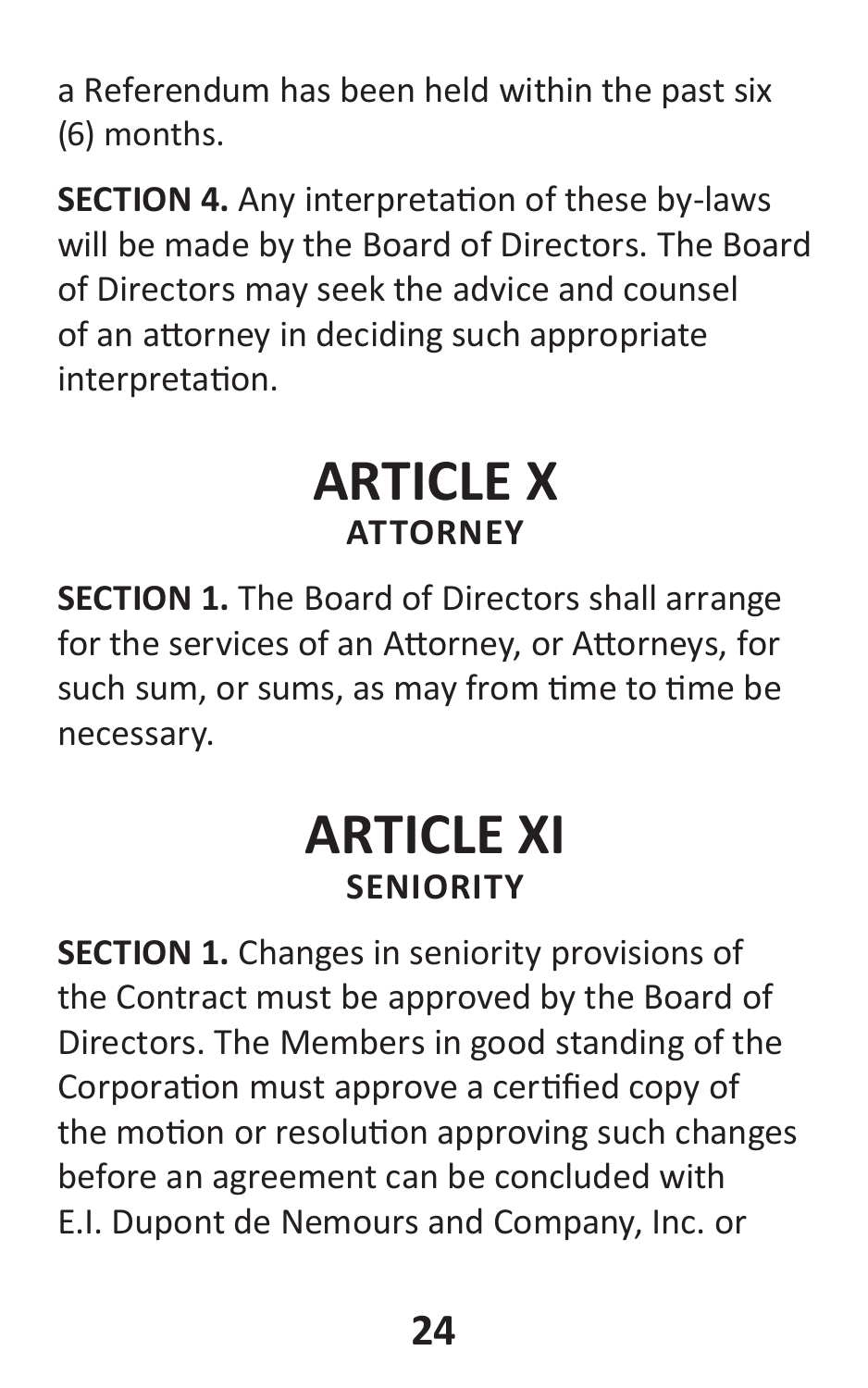a Referendum has been held within the past six (6) months.

**SECTION 4.** Any interpretation of these by-laws will be made by the Board of Directors. The Board of Directors may seek the advice and counsel of an attorney in deciding such appropriate interpretation.

# ARTICLE X
## ATTORNEY

**SECTION 1.** The Board of Directors shall arrange for the services of an Attorney, or Attorneys, for such sum, or sums, as may from time to time be necessary.

# ARTICLE XI
## SENIORITY

**SECTION 1.** Changes in seniority provisions of the Contract must be approved by the Board of Directors. The Members in good standing of the Corporation must approve a certified copy of the motion or resolution approving such changes before an agreement can be concluded with E.I. Dupont de Nemours and Company, Inc. or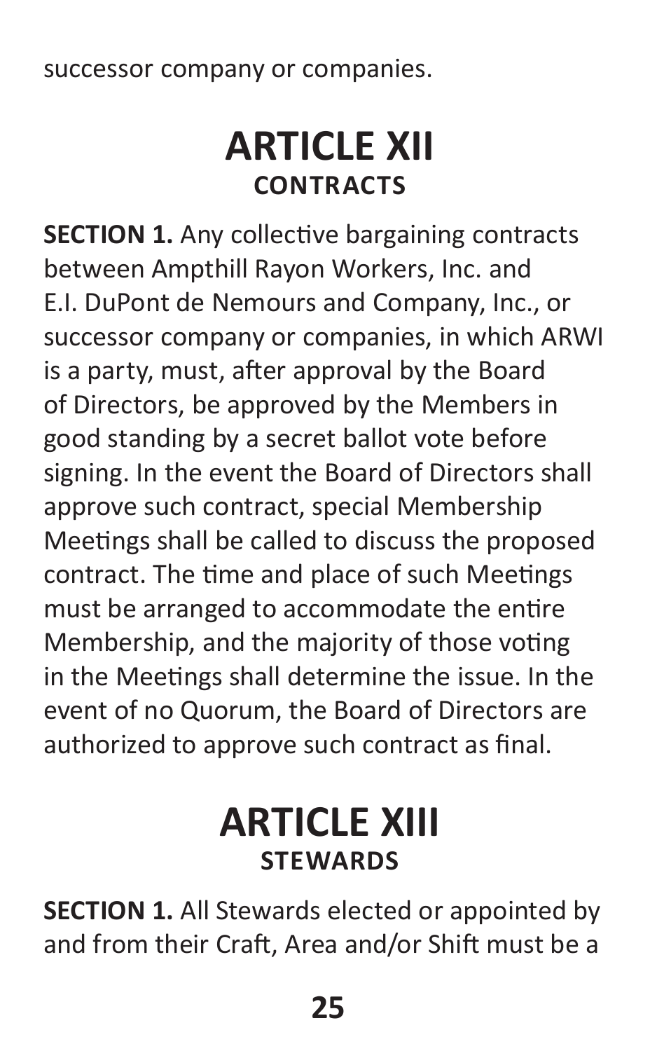successor company or companies.

# ARTICLE XII
## CONTRACTS

**SECTION 1.** Any collective bargaining contracts between Ampthill Rayon Workers, Inc. and E.I. DuPont de Nemours and Company, Inc., or successor company or companies, in which ARWI is a party, must, after approval by the Board of Directors, be approved by the Members in good standing by a secret ballot vote before signing. In the event the Board of Directors shall approve such contract, special Membership Meetings shall be called to discuss the proposed contract. The time and place of such Meetings must be arranged to accommodate the entire Membership, and the majority of those voting in the Meetings shall determine the issue. In the event of no Quorum, the Board of Directors are authorized to approve such contract as final.

# ARTICLE XIII
## STEWARDS

**SECTION 1.** All Stewards elected or appointed by and from their Craft, Area and/or Shift must be a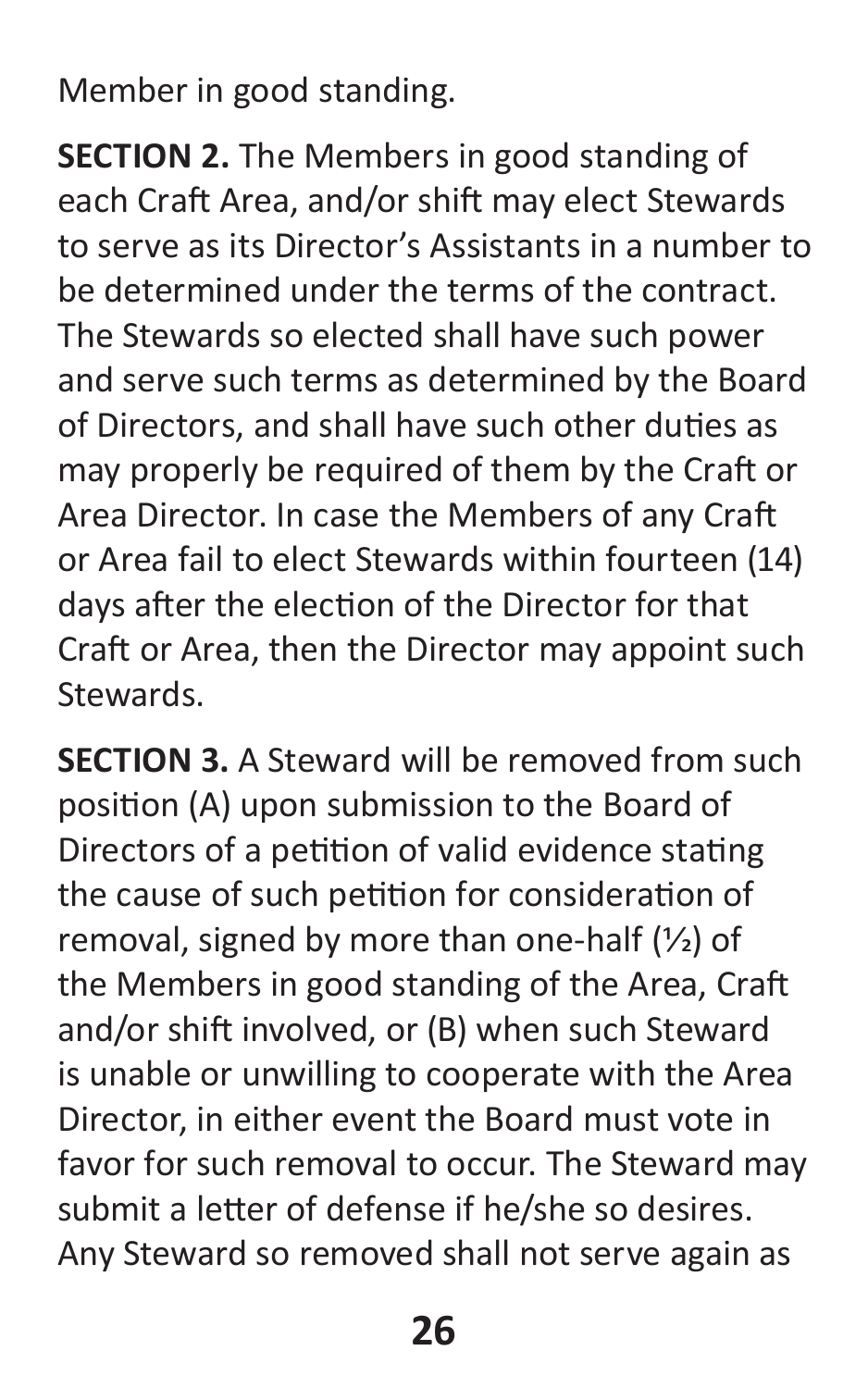Member in good standing.

**SECTION 2.** The Members in good standing of each Craft Area, and/or shift may elect Stewards to serve as its Director's Assistants in a number to be determined under the terms of the contract. The Stewards so elected shall have such power and serve such terms as determined by the Board of Directors, and shall have such other duties as may properly be required of them by the Craft or Area Director. In case the Members of any Craft or Area fail to elect Stewards within fourteen (14) days after the election of the Director for that Craft or Area, then the Director may appoint such Stewards.

**SECTION 3.** A Steward will be removed from such position (A) upon submission to the Board of Directors of a petition of valid evidence stating the cause of such petition for consideration of removal, signed by more than one-half (½) of the Members in good standing of the Area, Craft and/or shift involved, or (B) when such Steward is unable or unwilling to cooperate with the Area Director, in either event the Board must vote in favor for such removal to occur. The Steward may submit a letter of defense if he/she so desires. Any Steward so removed shall not serve again as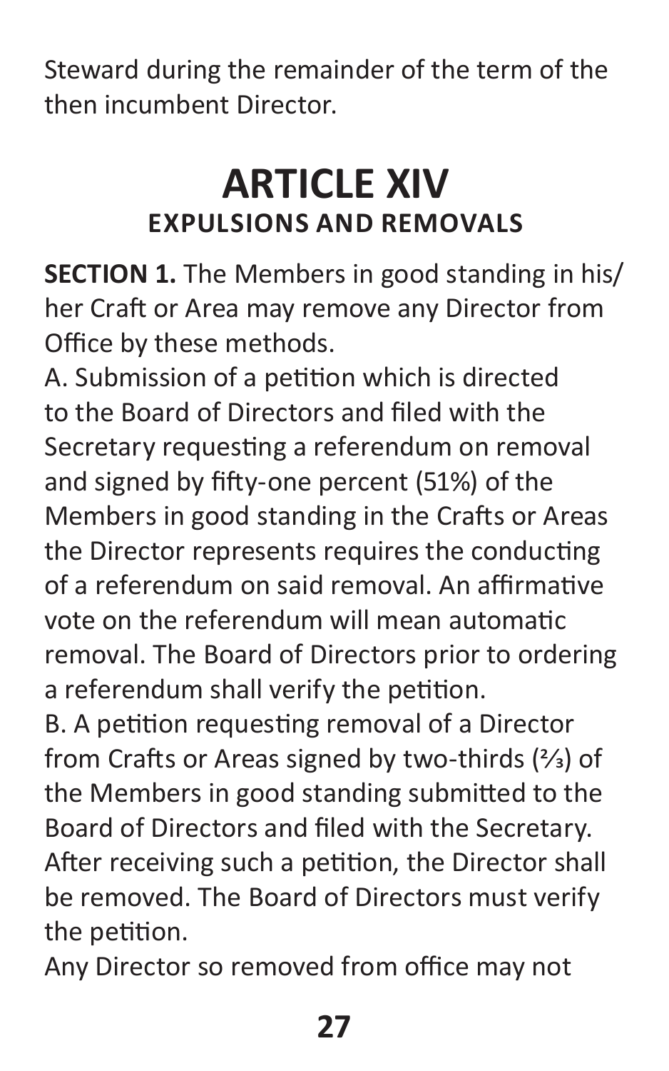Steward during the remainder of the term of the then incumbent Director.

# ARTICLE XIV
## EXPULSIONS AND REMOVALS

**SECTION 1.** The Members in good standing in his/her Craft or Area may remove any Director from Office by these methods.

A. Submission of a petition which is directed to the Board of Directors and filed with the Secretary requesting a referendum on removal and signed by fifty-one percent (51%) of the Members in good standing in the Crafts or Areas the Director represents requires the conducting of a referendum on said removal. An affirmative vote on the referendum will mean automatic removal. The Board of Directors prior to ordering a referendum shall verify the petition.

B. A petition requesting removal of a Director from Crafts or Areas signed by two-thirds (⅔) of the Members in good standing submitted to the Board of Directors and filed with the Secretary. After receiving such a petition, the Director shall be removed. The Board of Directors must verify the petition.

Any Director so removed from office may not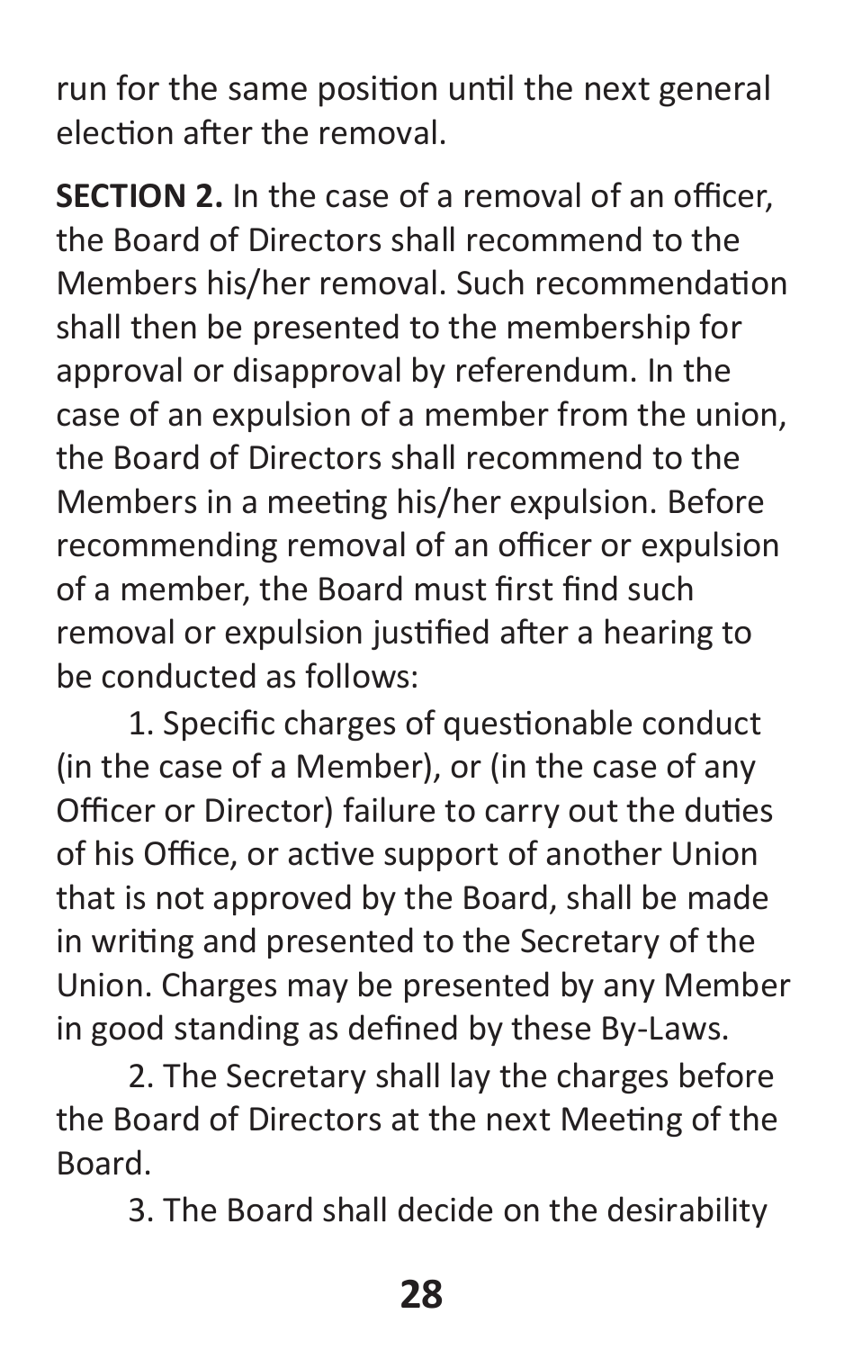run for the same position until the next general election after the removal.

**SECTION 2.** In the case of a removal of an officer, the Board of Directors shall recommend to the Members his/her removal. Such recommendation shall then be presented to the membership for approval or disapproval by referendum. In the case of an expulsion of a member from the union, the Board of Directors shall recommend to the Members in a meeting his/her expulsion. Before recommending removal of an officer or expulsion of a member, the Board must first find such removal or expulsion justified after a hearing to be conducted as follows:

1. Specific charges of questionable conduct (in the case of a Member), or (in the case of any Officer or Director) failure to carry out the duties of his Office, or active support of another Union that is not approved by the Board, shall be made in writing and presented to the Secretary of the Union. Charges may be presented by any Member in good standing as defined by these By-Laws.

2. The Secretary shall lay the charges before the Board of Directors at the next Meeting of the Board.

3. The Board shall decide on the desirability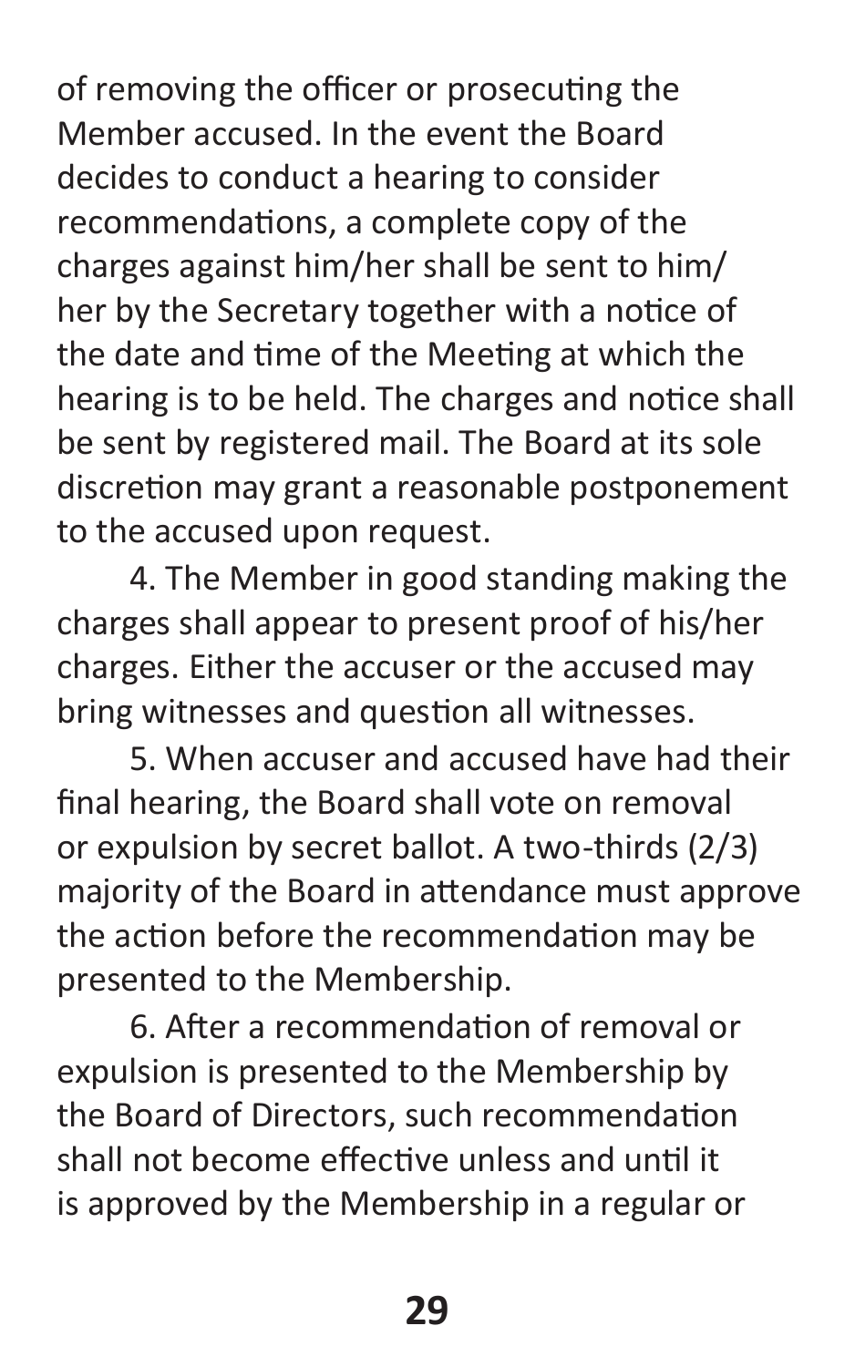of removing the officer or prosecuting the Member accused. In the event the Board decides to conduct a hearing to consider recommendations, a complete copy of the charges against him/her shall be sent to him/her by the Secretary together with a notice of the date and time of the Meeting at which the hearing is to be held. The charges and notice shall be sent by registered mail. The Board at its sole discretion may grant a reasonable postponement to the accused upon request.

4. The Member in good standing making the charges shall appear to present proof of his/her charges. Either the accuser or the accused may bring witnesses and question all witnesses.

5. When accuser and accused have had their final hearing, the Board shall vote on removal or expulsion by secret ballot. A two-thirds (2/3) majority of the Board in attendance must approve the action before the recommendation may be presented to the Membership.

6. After a recommendation of removal or expulsion is presented to the Membership by the Board of Directors, such recommendation shall not become effective unless and until it is approved by the Membership in a regular or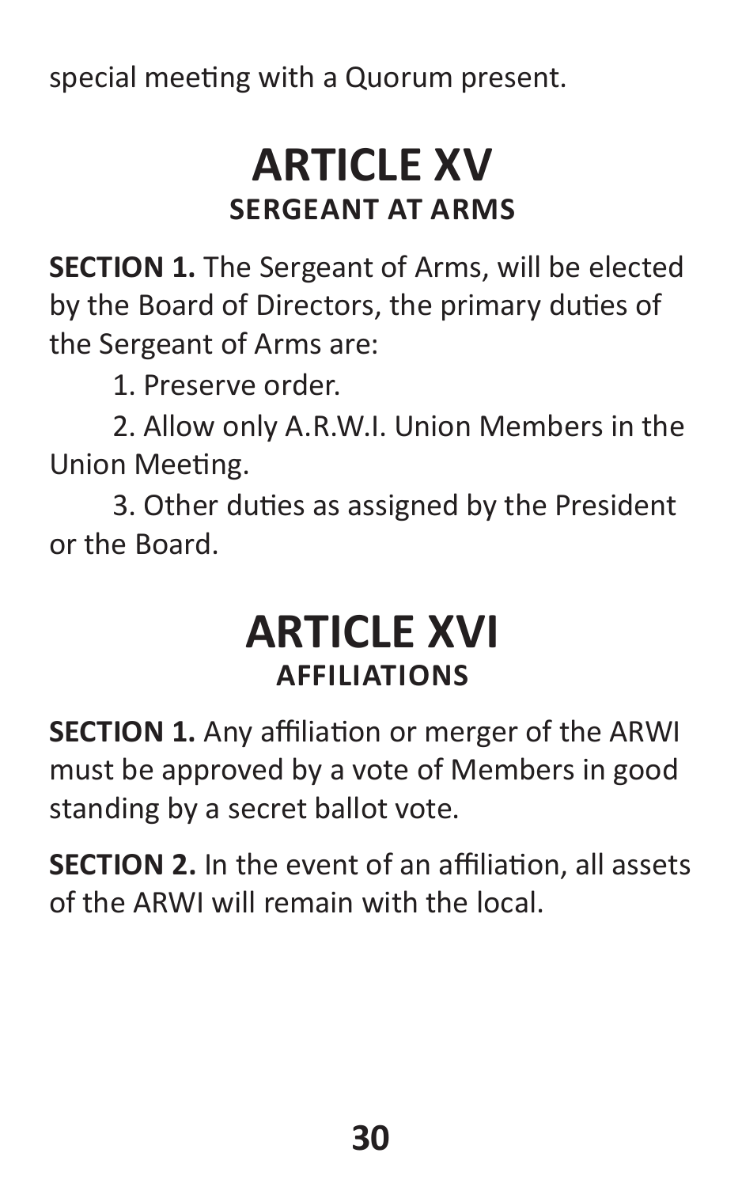special meeting with a Quorum present.

# ARTICLE XV

## SERGEANT AT ARMS

**SECTION 1.** The Sergeant of Arms, will be elected by the Board of Directors, the primary duties of the Sergeant of Arms are:

1. Preserve order.
2. Allow only A.R.W.I. Union Members in the Union Meeting.
3. Other duties as assigned by the President or the Board.

# ARTICLE XVI

## AFFILIATIONS

**SECTION 1.** Any affiliation or merger of the ARWI must be approved by a vote of Members in good standing by a secret ballot vote.

**SECTION 2.** In the event of an affiliation, all assets of the ARWI will remain with the local.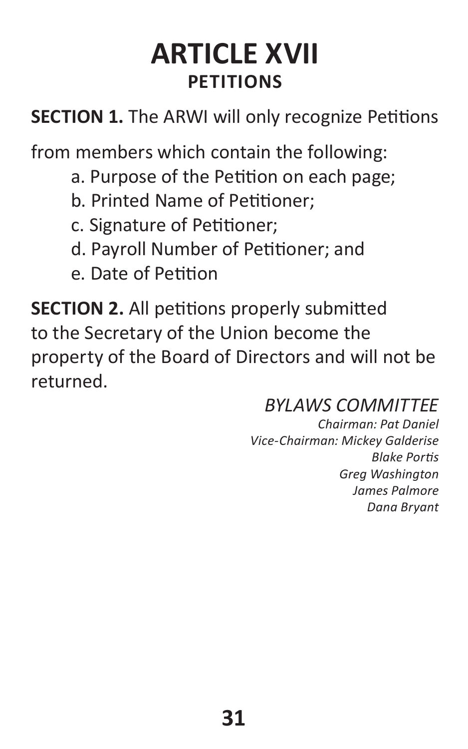# ARTICLE XVII

## PETITIONS

**SECTION 1.** The ARWI will only recognize Petitions from members which contain the following:

a. Purpose of the Petition on each page;
b. Printed Name of Petitioner;
c. Signature of Petitioner;
d. Payroll Number of Petitioner; and
e. Date of Petition

**SECTION 2.** All petitions properly submitted to the Secretary of the Union become the property of the Board of Directors and will not be returned.

*BYLAWS COMMITTEE*
*Chairman: Pat Daniel*
*Vice-Chairman: Mickey Galderise*
*Blake Portis*
*Greg Washington*
*James Palmore*
*Dana Bryant*